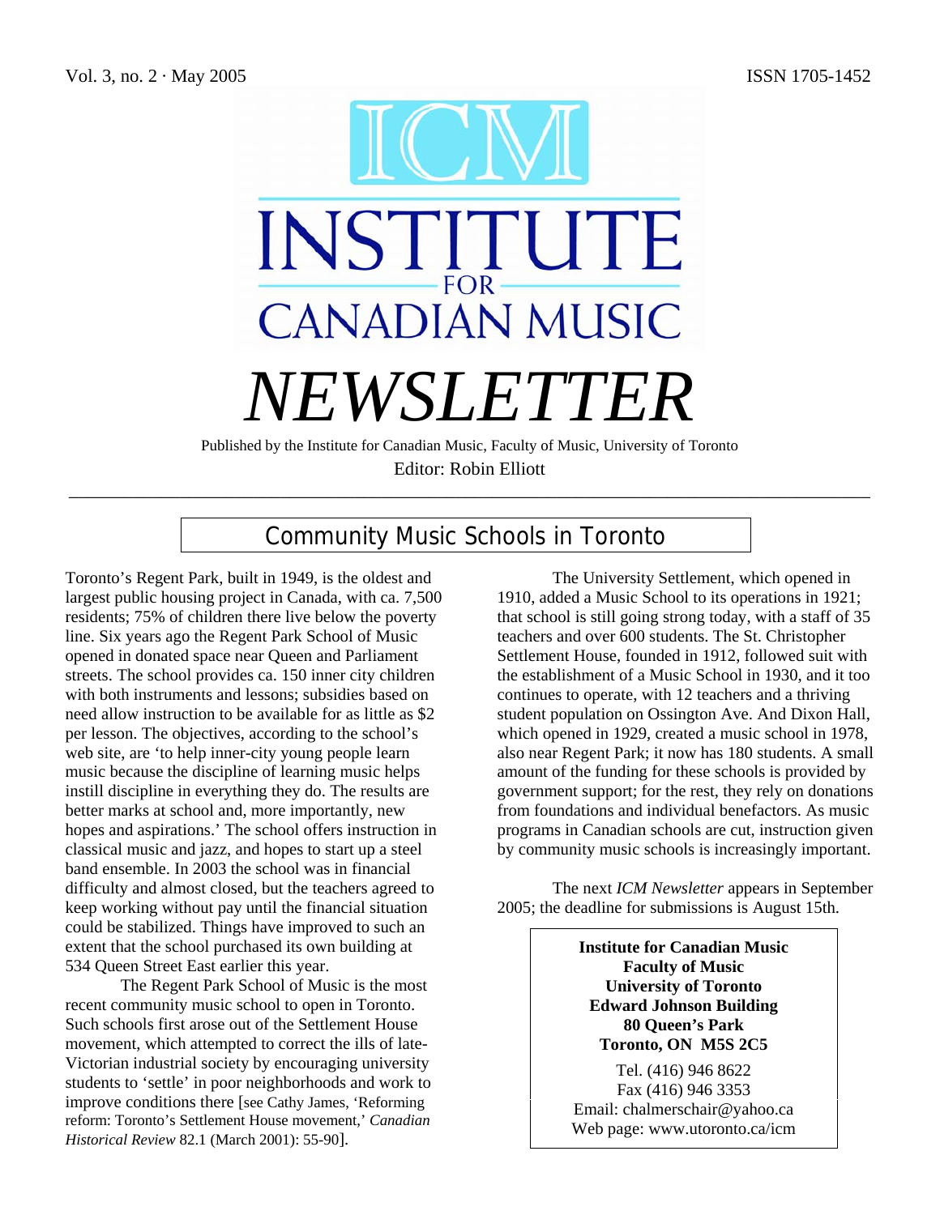Vol. 3, no. 2 · May 2005 ISSN 1705-1452

# ICM INSTITUTE FOR CANADIAN MUSIC

# *NEWSLETTER*

Published by the Institute for Canadian Music, Faculty of Music, University of Toronto

Editor: Robin Elliott

## Community Music Schools in Toronto

Toronto's Regent Park, built in 1949, is the oldest and largest public housing project in Canada, with ca. 7,500 residents; 75% of children there live below the poverty line. Six years ago the Regent Park School of Music opened in donated space near Queen and Parliament streets. The school provides ca. 150 inner city children with both instruments and lessons; subsidies based on need allow instruction to be available for as little as $2 per lesson. The objectives, according to the school's web site, are 'to help inner-city young people learn music because the discipline of learning music helps instill discipline in everything they do. The results are better marks at school and, more importantly, new hopes and aspirations.' The school offers instruction in classical music and jazz, and hopes to start up a steel band ensemble. In 2003 the school was in financial difficulty and almost closed, but the teachers agreed to keep working without pay until the financial situation could be stabilized. Things have improved to such an extent that the school purchased its own building at 534 Queen Street East earlier this year.

The Regent Park School of Music is the most recent community music school to open in Toronto. Such schools first arose out of the Settlement House movement, which attempted to correct the ills of late-Victorian industrial society by encouraging university students to 'settle' in poor neighborhoods and work to improve conditions there [see Cathy James, 'Reforming reform: Toronto's Settlement House movement,' *Canadian Historical Review* 82.1 (March 2001): 55-90].

The University Settlement, which opened in 1910, added a Music School to its operations in 1921; that school is still going strong today, with a staff of 35 teachers and over 600 students. The St. Christopher Settlement House, founded in 1912, followed suit with the establishment of a Music School in 1930, and it too continues to operate, with 12 teachers and a thriving student population on Ossington Ave. And Dixon Hall, which opened in 1929, created a music school in 1978, also near Regent Park; it now has 180 students. A small amount of the funding for these schools is provided by government support; for the rest, they rely on donations from foundations and individual benefactors. As music programs in Canadian schools are cut, instruction given by community music schools is increasingly important.

The next *ICM Newsletter* appears in September 2005; the deadline for submissions is August 15th.

**Institute for Canadian Music**
**Faculty of Music**
**University of Toronto**
**Edward Johnson Building**
**80 Queen's Park**
**Toronto, ON M5S 2C5**

Tel. (416) 946 8622
Fax (416) 946 3353
Email: chalmerschair@yahoo.ca
Web page: www.utoronto.ca/icm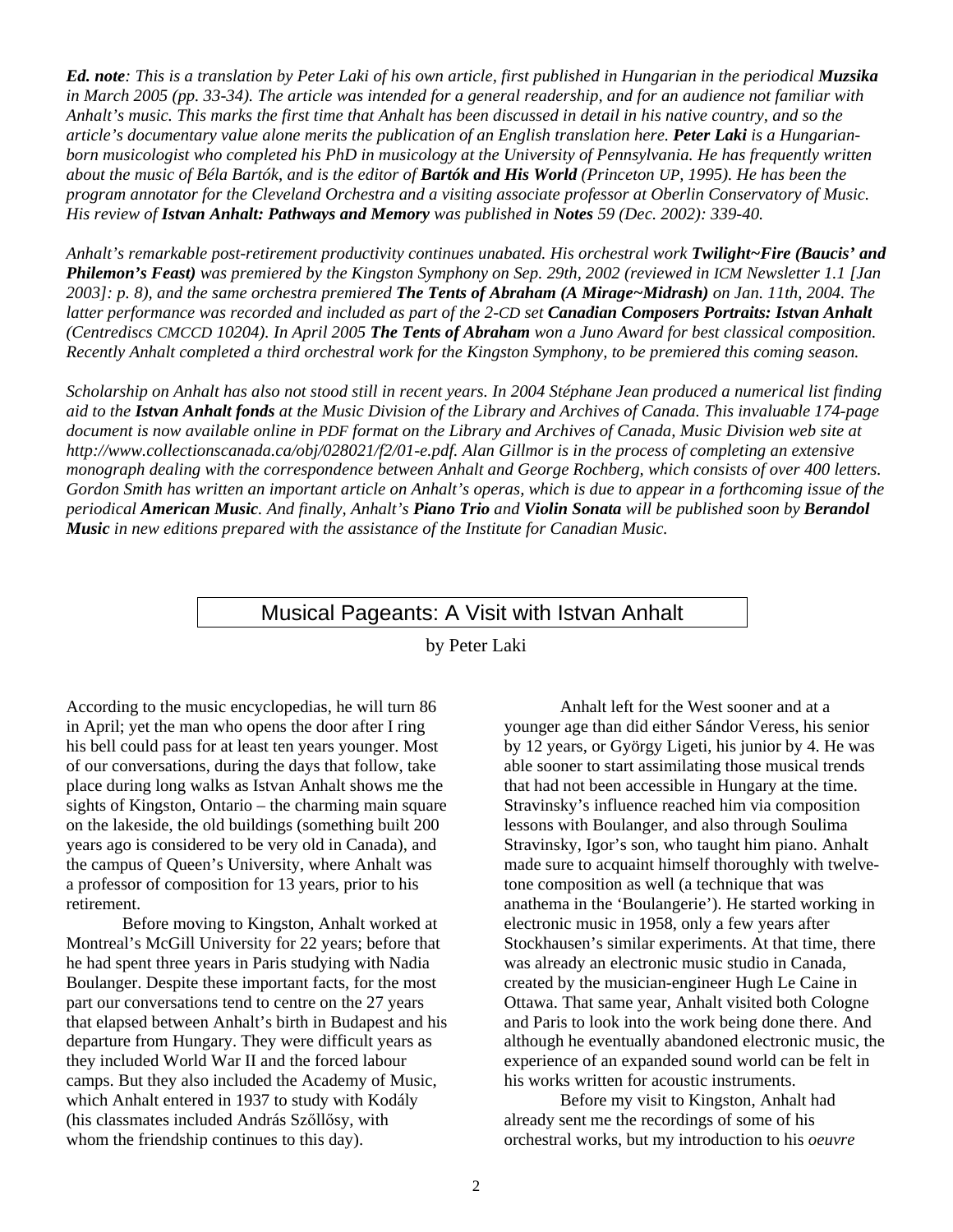***Ed. note**: This is a translation by Peter Laki of his own article, first published in Hungarian in the periodical **Muzsika** in March 2005 (pp. 33-34). The article was intended for a general readership, and for an audience not familiar with Anhalt's music. This marks the first time that Anhalt has been discussed in detail in his native country, and so the article's documentary value alone merits the publication of an English translation here. **Peter Laki** is a Hungarian-born musicologist who completed his PhD in musicology at the University of Pennsylvania. He has frequently written about the music of Béla Bartók, and is the editor of **Bartók and His World** (Princeton UP, 1995). He has been the program annotator for the Cleveland Orchestra and a visiting associate professor at Oberlin Conservatory of Music. His review of **Istvan Anhalt: Pathways and Memory** was published in **Notes** 59 (Dec. 2002): 339-40.*

*Anhalt's remarkable post-retirement productivity continues unabated. His orchestral work **Twilight~Fire (Baucis' and Philemon's Feast)** was premiered by the Kingston Symphony on Sep. 29th, 2002 (reviewed in ICM Newsletter 1.1 [Jan 2003]: p. 8), and the same orchestra premiered **The Tents of Abraham (A Mirage~Midrash)** on Jan. 11th, 2004. The latter performance was recorded and included as part of the 2-CD set **Canadian Composers Portraits: Istvan Anhalt** (Centrediscs CMCCD 10204). In April 2005 **The Tents of Abraham** won a Juno Award for best classical composition. Recently Anhalt completed a third orchestral work for the Kingston Symphony, to be premiered this coming season.*

*Scholarship on Anhalt has also not stood still in recent years. In 2004 Stéphane Jean produced a numerical list finding aid to the **Istvan Anhalt fonds** at the Music Division of the Library and Archives of Canada. This invaluable 174-page document is now available online in PDF format on the Library and Archives of Canada, Music Division web site at http://www.collectionscanada.ca/obj/028021/f2/01-e.pdf. Alan Gillmor is in the process of completing an extensive monograph dealing with the correspondence between Anhalt and George Rochberg, which consists of over 400 letters. Gordon Smith has written an important article on Anhalt's operas, which is due to appear in a forthcoming issue of the periodical **American Music**. And finally, Anhalt's **Piano Trio** and **Violin Sonata** will be published soon by **Berandol Music** in new editions prepared with the assistance of the Institute for Canadian Music.*

# Musical Pageants: A Visit with Istvan Anhalt

by Peter Laki

According to the music encyclopedias, he will turn 86 in April; yet the man who opens the door after I ring his bell could pass for at least ten years younger. Most of our conversations, during the days that follow, take place during long walks as Istvan Anhalt shows me the sights of Kingston, Ontario – the charming main square on the lakeside, the old buildings (something built 200 years ago is considered to be very old in Canada), and the campus of Queen's University, where Anhalt was a professor of composition for 13 years, prior to his retirement.

Before moving to Kingston, Anhalt worked at Montreal's McGill University for 22 years; before that he had spent three years in Paris studying with Nadia Boulanger. Despite these important facts, for the most part our conversations tend to centre on the 27 years that elapsed between Anhalt's birth in Budapest and his departure from Hungary. They were difficult years as they included World War II and the forced labour camps. But they also included the Academy of Music, which Anhalt entered in 1937 to study with Kodály (his classmates included András Szőllősy, with whom the friendship continues to this day).

Anhalt left for the West sooner and at a younger age than did either Sándor Veress, his senior by 12 years, or György Ligeti, his junior by 4. He was able sooner to start assimilating those musical trends that had not been accessible in Hungary at the time. Stravinsky's influence reached him via composition lessons with Boulanger, and also through Soulima Stravinsky, Igor's son, who taught him piano. Anhalt made sure to acquaint himself thoroughly with twelve-tone composition as well (a technique that was anathema in the 'Boulangerie'). He started working in electronic music in 1958, only a few years after Stockhausen's similar experiments. At that time, there was already an electronic music studio in Canada, created by the musician-engineer Hugh Le Caine in Ottawa. That same year, Anhalt visited both Cologne and Paris to look into the work being done there. And although he eventually abandoned electronic music, the experience of an expanded sound world can be felt in his works written for acoustic instruments.

Before my visit to Kingston, Anhalt had already sent me the recordings of some of his orchestral works, but my introduction to his *oeuvre*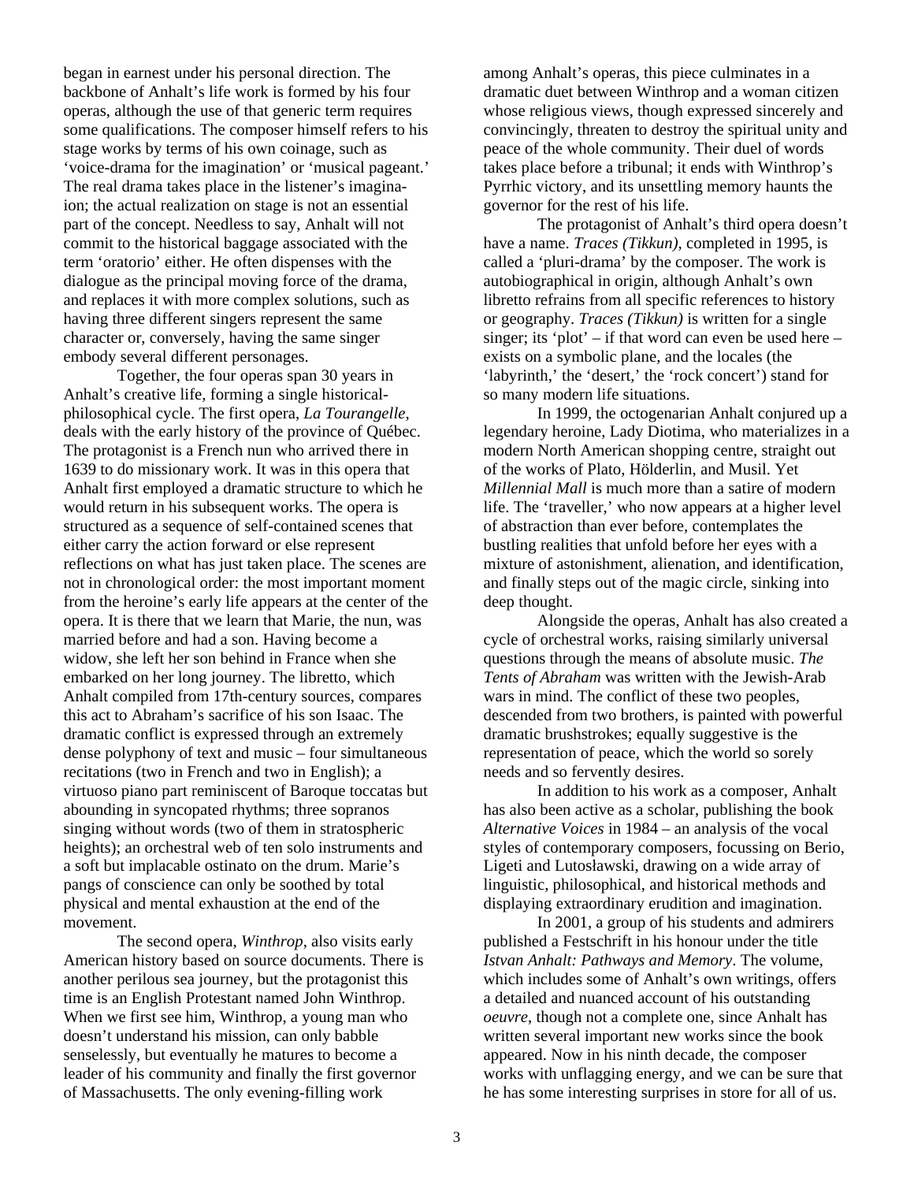began in earnest under his personal direction. The backbone of Anhalt's life work is formed by his four operas, although the use of that generic term requires some qualifications. The composer himself refers to his stage works by terms of his own coinage, such as 'voice-drama for the imagination' or 'musical pageant.' The real drama takes place in the listener's imagination; the actual realization on stage is not an essential part of the concept. Needless to say, Anhalt will not commit to the historical baggage associated with the term 'oratorio' either. He often dispenses with the dialogue as the principal moving force of the drama, and replaces it with more complex solutions, such as having three different singers represent the same character or, conversely, having the same singer embody several different personages.

Together, the four operas span 30 years in Anhalt's creative life, forming a single historical-philosophical cycle. The first opera, *La Tourangelle*, deals with the early history of the province of Québec. The protagonist is a French nun who arrived there in 1639 to do missionary work. It was in this opera that Anhalt first employed a dramatic structure to which he would return in his subsequent works. The opera is structured as a sequence of self-contained scenes that either carry the action forward or else represent reflections on what has just taken place. The scenes are not in chronological order: the most important moment from the heroine's early life appears at the center of the opera. It is there that we learn that Marie, the nun, was married before and had a son. Having become a widow, she left her son behind in France when she embarked on her long journey. The libretto, which Anhalt compiled from 17th-century sources, compares this act to Abraham's sacrifice of his son Isaac. The dramatic conflict is expressed through an extremely dense polyphony of text and music – four simultaneous recitations (two in French and two in English); a virtuoso piano part reminiscent of Baroque toccatas but abounding in syncopated rhythms; three sopranos singing without words (two of them in stratospheric heights); an orchestral web of ten solo instruments and a soft but implacable ostinato on the drum. Marie's pangs of conscience can only be soothed by total physical and mental exhaustion at the end of the movement.

The second opera, *Winthrop*, also visits early American history based on source documents. There is another perilous sea journey, but the protagonist this time is an English Protestant named John Winthrop. When we first see him, Winthrop, a young man who doesn't understand his mission, can only babble senselessly, but eventually he matures to become a leader of his community and finally the first governor of Massachusetts. The only evening-filling work among Anhalt's operas, this piece culminates in a dramatic duet between Winthrop and a woman citizen whose religious views, though expressed sincerely and convincingly, threaten to destroy the spiritual unity and peace of the whole community. Their duel of words takes place before a tribunal; it ends with Winthrop's Pyrrhic victory, and its unsettling memory haunts the governor for the rest of his life.

The protagonist of Anhalt's third opera doesn't have a name. *Traces (Tikkun)*, completed in 1995, is called a 'pluri-drama' by the composer. The work is autobiographical in origin, although Anhalt's own libretto refrains from all specific references to history or geography. *Traces (Tikkun)* is written for a single singer; its 'plot' – if that word can even be used here – exists on a symbolic plane, and the locales (the 'labyrinth,' the 'desert,' the 'rock concert') stand for so many modern life situations.

In 1999, the octogenarian Anhalt conjured up a legendary heroine, Lady Diotima, who materializes in a modern North American shopping centre, straight out of the works of Plato, Hölderlin, and Musil. Yet *Millennial Mall* is much more than a satire of modern life. The 'traveller,' who now appears at a higher level of abstraction than ever before, contemplates the bustling realities that unfold before her eyes with a mixture of astonishment, alienation, and identification, and finally steps out of the magic circle, sinking into deep thought.

Alongside the operas, Anhalt has also created a cycle of orchestral works, raising similarly universal questions through the means of absolute music. *The Tents of Abraham* was written with the Jewish-Arab wars in mind. The conflict of these two peoples, descended from two brothers, is painted with powerful dramatic brushstrokes; equally suggestive is the representation of peace, which the world so sorely needs and so fervently desires.

In addition to his work as a composer, Anhalt has also been active as a scholar, publishing the book *Alternative Voices* in 1984 – an analysis of the vocal styles of contemporary composers, focussing on Berio, Ligeti and Lutosławski, drawing on a wide array of linguistic, philosophical, and historical methods and displaying extraordinary erudition and imagination.

In 2001, a group of his students and admirers published a Festschrift in his honour under the title *Istvan Anhalt: Pathways and Memory*. The volume, which includes some of Anhalt's own writings, offers a detailed and nuanced account of his outstanding *oeuvre*, though not a complete one, since Anhalt has written several important new works since the book appeared. Now in his ninth decade, the composer works with unflagging energy, and we can be sure that he has some interesting surprises in store for all of us.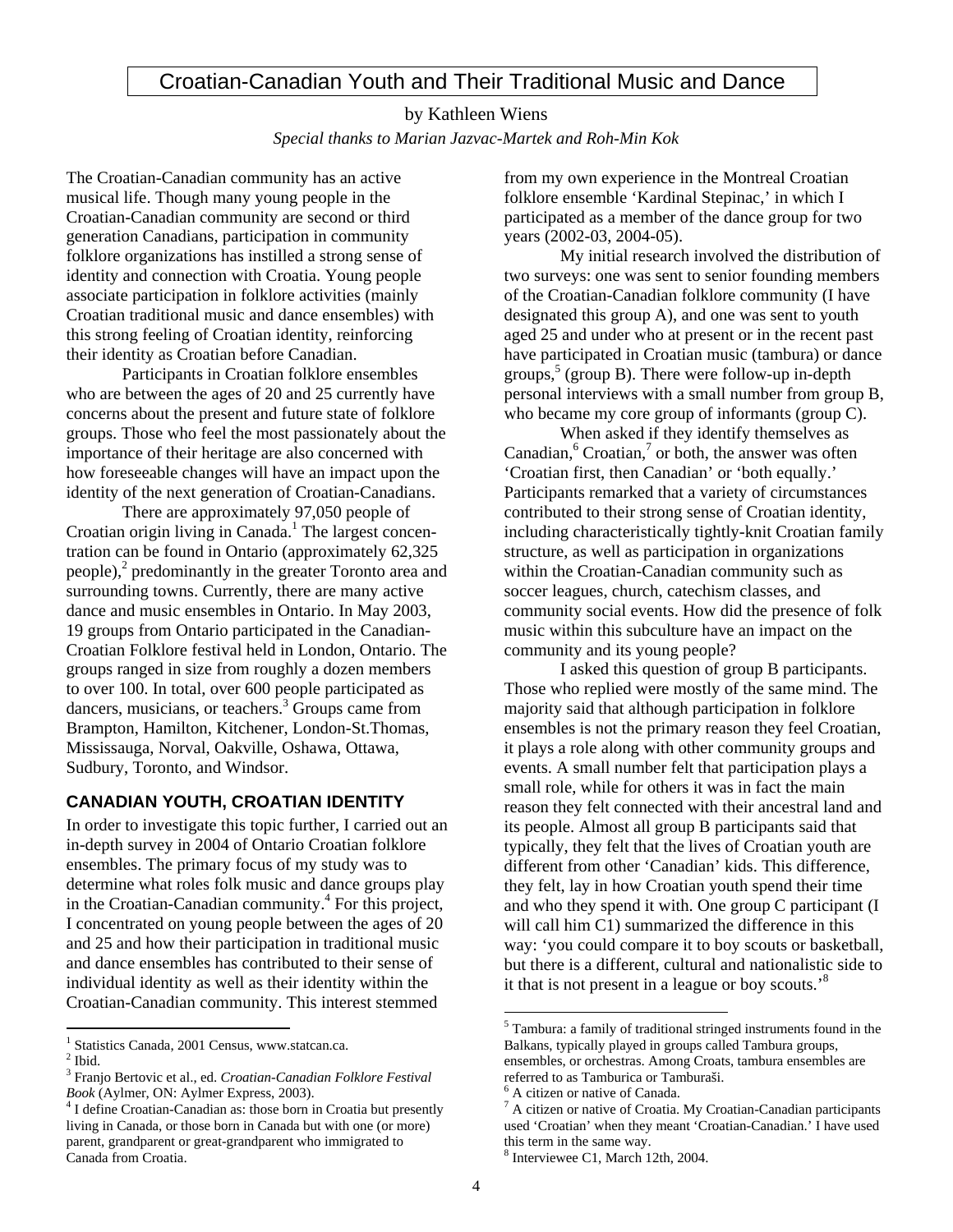# Croatian-Canadian Youth and Their Traditional Music and Dance

by Kathleen Wiens

*Special thanks to Marian Jazvac-Martek and Roh-Min Kok*

The Croatian-Canadian community has an active musical life. Though many young people in the Croatian-Canadian community are second or third generation Canadians, participation in community folklore organizations has instilled a strong sense of identity and connection with Croatia. Young people associate participation in folklore activities (mainly Croatian traditional music and dance ensembles) with this strong feeling of Croatian identity, reinforcing their identity as Croatian before Canadian.

Participants in Croatian folklore ensembles who are between the ages of 20 and 25 currently have concerns about the present and future state of folklore groups. Those who feel the most passionately about the importance of their heritage are also concerned with how foreseeable changes will have an impact upon the identity of the next generation of Croatian-Canadians.

There are approximately 97,050 people of Croatian origin living in Canada.[1] The largest concentration can be found in Ontario (approximately 62,325 people),[2] predominantly in the greater Toronto area and surrounding towns. Currently, there are many active dance and music ensembles in Ontario. In May 2003, 19 groups from Ontario participated in the Canadian-Croatian Folklore festival held in London, Ontario. The groups ranged in size from roughly a dozen members to over 100. In total, over 600 people participated as dancers, musicians, or teachers.[3] Groups came from Brampton, Hamilton, Kitchener, London-St.Thomas, Mississauga, Norval, Oakville, Oshawa, Ottawa, Sudbury, Toronto, and Windsor.

## CANADIAN YOUTH, CROATIAN IDENTITY

In order to investigate this topic further, I carried out an in-depth survey in 2004 of Ontario Croatian folklore ensembles. The primary focus of my study was to determine what roles folk music and dance groups play in the Croatian-Canadian community.[4] For this project, I concentrated on young people between the ages of 20 and 25 and how their participation in traditional music and dance ensembles has contributed to their sense of individual identity as well as their identity within the Croatian-Canadian community. This interest stemmed from my own experience in the Montreal Croatian folklore ensemble 'Kardinal Stepinac,' in which I participated as a member of the dance group for two years (2002-03, 2004-05).

My initial research involved the distribution of two surveys: one was sent to senior founding members of the Croatian-Canadian folklore community (I have designated this group A), and one was sent to youth aged 25 and under who at present or in the recent past have participated in Croatian music (tambura) or dance groups,[5] (group B). There were follow-up in-depth personal interviews with a small number from group B, who became my core group of informants (group C).

When asked if they identify themselves as Canadian,[6] Croatian,[7] or both, the answer was often 'Croatian first, then Canadian' or 'both equally.' Participants remarked that a variety of circumstances contributed to their strong sense of Croatian identity, including characteristically tightly-knit Croatian family structure, as well as participation in organizations within the Croatian-Canadian community such as soccer leagues, church, catechism classes, and community social events. How did the presence of folk music within this subculture have an impact on the community and its young people?

I asked this question of group B participants. Those who replied were mostly of the same mind. The majority said that although participation in folklore ensembles is not the primary reason they feel Croatian, it plays a role along with other community groups and events. A small number felt that participation plays a small role, while for others it was in fact the main reason they felt connected with their ancestral land and its people. Almost all group B participants said that typically, they felt that the lives of Croatian youth are different from other 'Canadian' kids. This difference, they felt, lay in how Croatian youth spend their time and who they spend it with. One group C participant (I will call him C1) summarized the difference in this way: 'you could compare it to boy scouts or basketball, but there is a different, cultural and nationalistic side to it that is not present in a league or boy scouts.'[8]

---

[1] Statistics Canada, 2001 Census, www.statcan.ca.

[2] Ibid.

[3] Franjo Bertovic et al., ed. *Croatian-Canadian Folklore Festival Book* (Aylmer, ON: Aylmer Express, 2003).

[4] I define Croatian-Canadian as: those born in Croatia but presently living in Canada, or those born in Canada but with one (or more) parent, grandparent or great-grandparent who immigrated to Canada from Croatia.

[5] Tambura: a family of traditional stringed instruments found in the Balkans, typically played in groups called Tambura groups, ensembles, or orchestras. Among Croats, tambura ensembles are referred to as Tamburica or Tamburaši.

[6] A citizen or native of Canada.

[7] A citizen or native of Croatia. My Croatian-Canadian participants used 'Croatian' when they meant 'Croatian-Canadian.' I have used this term in the same way.

[8] Interviewee C1, March 12th, 2004.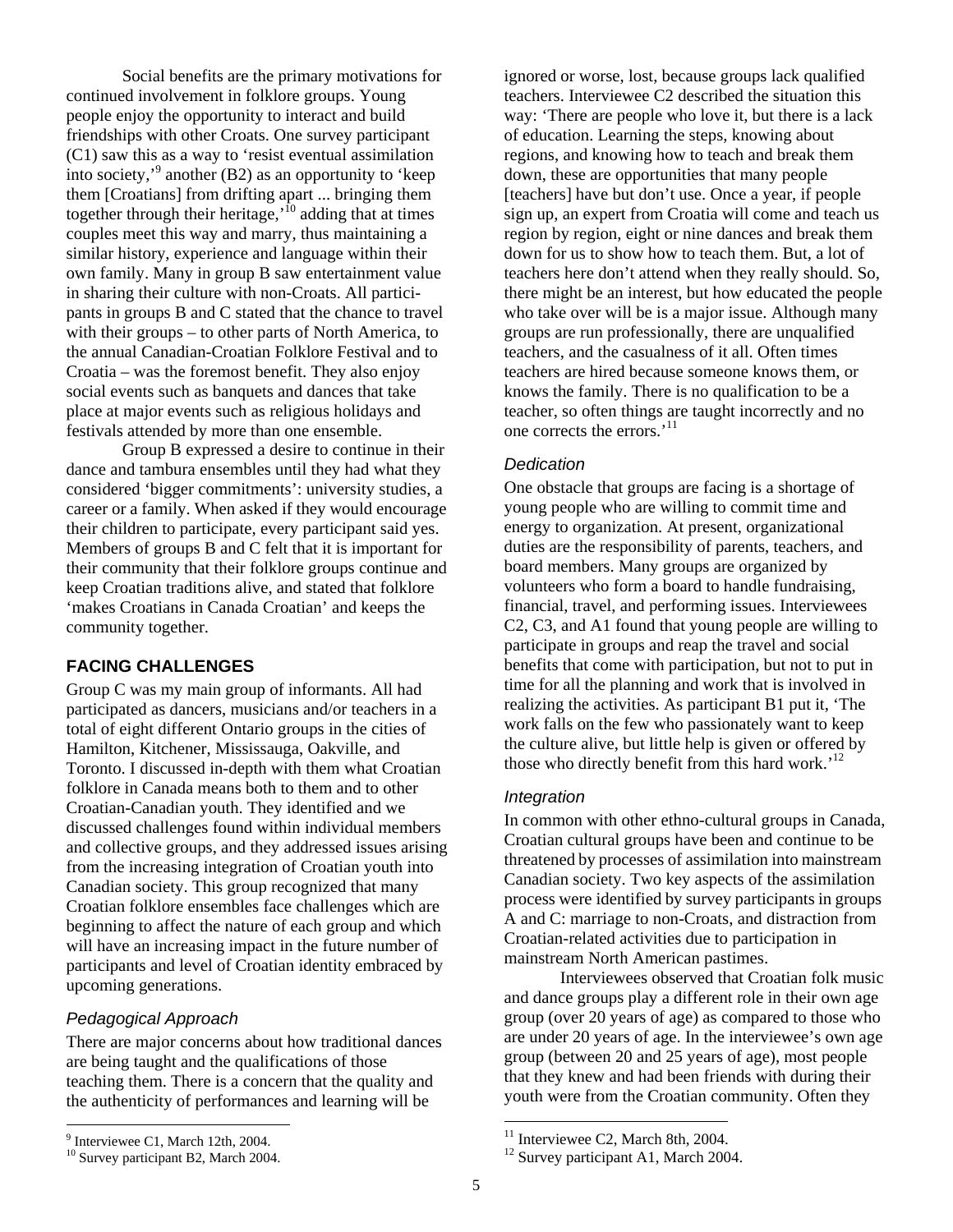Social benefits are the primary motivations for continued involvement in folklore groups. Young people enjoy the opportunity to interact and build friendships with other Croats. One survey participant (C1) saw this as a way to 'resist eventual assimilation into society,'[9] another (B2) as an opportunity to 'keep them [Croatians] from drifting apart ... bringing them together through their heritage,'[10] adding that at times couples meet this way and marry, thus maintaining a similar history, experience and language within their own family. Many in group B saw entertainment value in sharing their culture with non-Croats. All participants in groups B and C stated that the chance to travel with their groups – to other parts of North America, to the annual Canadian-Croatian Folklore Festival and to Croatia – was the foremost benefit. They also enjoy social events such as banquets and dances that take place at major events such as religious holidays and festivals attended by more than one ensemble.

Group B expressed a desire to continue in their dance and tambura ensembles until they had what they considered 'bigger commitments': university studies, a career or a family. When asked if they would encourage their children to participate, every participant said yes. Members of groups B and C felt that it is important for their community that their folklore groups continue and keep Croatian traditions alive, and stated that folklore 'makes Croatians in Canada Croatian' and keeps the community together.

## FACING CHALLENGES

Group C was my main group of informants. All had participated as dancers, musicians and/or teachers in a total of eight different Ontario groups in the cities of Hamilton, Kitchener, Mississauga, Oakville, and Toronto. I discussed in-depth with them what Croatian folklore in Canada means both to them and to other Croatian-Canadian youth. They identified and we discussed challenges found within individual members and collective groups, and they addressed issues arising from the increasing integration of Croatian youth into Canadian society. This group recognized that many Croatian folklore ensembles face challenges which are beginning to affect the nature of each group and which will have an increasing impact in the future number of participants and level of Croatian identity embraced by upcoming generations.

### *Pedagogical Approach*

There are major concerns about how traditional dances are being taught and the qualifications of those teaching them. There is a concern that the quality and the authenticity of performances and learning will be ignored or worse, lost, because groups lack qualified teachers. Interviewee C2 described the situation this way: 'There are people who love it, but there is a lack of education. Learning the steps, knowing about regions, and knowing how to teach and break them down, these are opportunities that many people [teachers] have but don't use. Once a year, if people sign up, an expert from Croatia will come and teach us region by region, eight or nine dances and break them down for us to show how to teach them. But, a lot of teachers here don't attend when they really should. So, there might be an interest, but how educated the people who take over will be is a major issue. Although many groups are run professionally, there are unqualified teachers, and the casualness of it all. Often times teachers are hired because someone knows them, or knows the family. There is no qualification to be a teacher, so often things are taught incorrectly and no one corrects the errors.'[11]

### *Dedication*

One obstacle that groups are facing is a shortage of young people who are willing to commit time and energy to organization. At present, organizational duties are the responsibility of parents, teachers, and board members. Many groups are organized by volunteers who form a board to handle fundraising, financial, travel, and performing issues. Interviewees C2, C3, and A1 found that young people are willing to participate in groups and reap the travel and social benefits that come with participation, but not to put in time for all the planning and work that is involved in realizing the activities. As participant B1 put it, 'The work falls on the few who passionately want to keep the culture alive, but little help is given or offered by those who directly benefit from this hard work.'[12]

### *Integration*

In common with other ethno-cultural groups in Canada, Croatian cultural groups have been and continue to be threatened by processes of assimilation into mainstream Canadian society. Two key aspects of the assimilation process were identified by survey participants in groups A and C: marriage to non-Croats, and distraction from Croatian-related activities due to participation in mainstream North American pastimes.

Interviewees observed that Croatian folk music and dance groups play a different role in their own age group (over 20 years of age) as compared to those who are under 20 years of age. In the interviewee's own age group (between 20 and 25 years of age), most people that they knew and had been friends with during their youth were from the Croatian community. Often they

---

[9] Interviewee C1, March 12th, 2004.
[10] Survey participant B2, March 2004.
[11] Interviewee C2, March 8th, 2004.
[12] Survey participant A1, March 2004.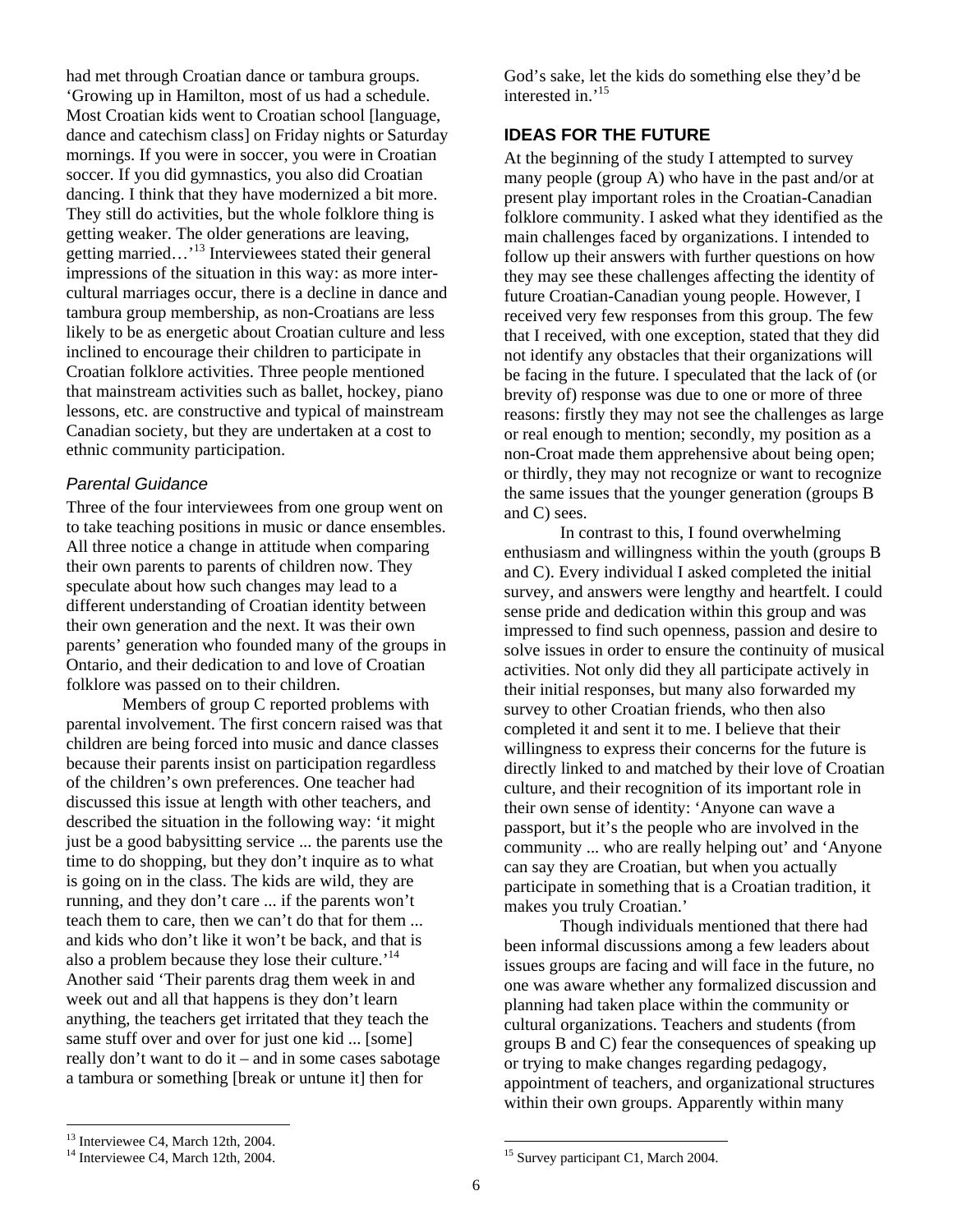had met through Croatian dance or tambura groups. 'Growing up in Hamilton, most of us had a schedule. Most Croatian kids went to Croatian school [language, dance and catechism class] on Friday nights or Saturday mornings. If you were in soccer, you were in Croatian soccer. If you did gymnastics, you also did Croatian dancing. I think that they have modernized a bit more. They still do activities, but the whole folklore thing is getting weaker. The older generations are leaving, getting married…'[13] Interviewees stated their general impressions of the situation in this way: as more inter-cultural marriages occur, there is a decline in dance and tambura group membership, as non-Croatians are less likely to be as energetic about Croatian culture and less inclined to encourage their children to participate in Croatian folklore activities. Three people mentioned that mainstream activities such as ballet, hockey, piano lessons, etc. are constructive and typical of mainstream Canadian society, but they are undertaken at a cost to ethnic community participation.

### *Parental Guidance*

Three of the four interviewees from one group went on to take teaching positions in music or dance ensembles. All three notice a change in attitude when comparing their own parents to parents of children now. They speculate about how such changes may lead to a different understanding of Croatian identity between their own generation and the next. It was their own parents' generation who founded many of the groups in Ontario, and their dedication to and love of Croatian folklore was passed on to their children.

Members of group C reported problems with parental involvement. The first concern raised was that children are being forced into music and dance classes because their parents insist on participation regardless of the children's own preferences. One teacher had discussed this issue at length with other teachers, and described the situation in the following way: 'it might just be a good babysitting service ... the parents use the time to do shopping, but they don't inquire as to what is going on in the class. The kids are wild, they are running, and they don't care ... if the parents won't teach them to care, then we can't do that for them ... and kids who don't like it won't be back, and that is also a problem because they lose their culture.'[14] Another said 'Their parents drag them week in and week out and all that happens is they don't learn anything, the teachers get irritated that they teach the same stuff over and over for just one kid ... [some] really don't want to do it – and in some cases sabotage a tambura or something [break or untune it] then for God's sake, let the kids do something else they'd be interested in.'[15]

## IDEAS FOR THE FUTURE

At the beginning of the study I attempted to survey many people (group A) who have in the past and/or at present play important roles in the Croatian-Canadian folklore community. I asked what they identified as the main challenges faced by organizations. I intended to follow up their answers with further questions on how they may see these challenges affecting the identity of future Croatian-Canadian young people. However, I received very few responses from this group. The few that I received, with one exception, stated that they did not identify any obstacles that their organizations will be facing in the future. I speculated that the lack of (or brevity of) response was due to one or more of three reasons: firstly they may not see the challenges as large or real enough to mention; secondly, my position as a non-Croat made them apprehensive about being open; or thirdly, they may not recognize or want to recognize the same issues that the younger generation (groups B and C) sees.

In contrast to this, I found overwhelming enthusiasm and willingness within the youth (groups B and C). Every individual I asked completed the initial survey, and answers were lengthy and heartfelt. I could sense pride and dedication within this group and was impressed to find such openness, passion and desire to solve issues in order to ensure the continuity of musical activities. Not only did they all participate actively in their initial responses, but many also forwarded my survey to other Croatian friends, who then also completed it and sent it to me. I believe that their willingness to express their concerns for the future is directly linked to and matched by their love of Croatian culture, and their recognition of its important role in their own sense of identity: 'Anyone can wave a passport, but it's the people who are involved in the community ... who are really helping out' and 'Anyone can say they are Croatian, but when you actually participate in something that is a Croatian tradition, it makes you truly Croatian.'

Though individuals mentioned that there had been informal discussions among a few leaders about issues groups are facing and will face in the future, no one was aware whether any formalized discussion and planning had taken place within the community or cultural organizations. Teachers and students (from groups B and C) fear the consequences of speaking up or trying to make changes regarding pedagogy, appointment of teachers, and organizational structures within their own groups. Apparently within many

---

[13] Interviewee C4, March 12th, 2004.

[14] Interviewee C4, March 12th, 2004.

[15] Survey participant C1, March 2004.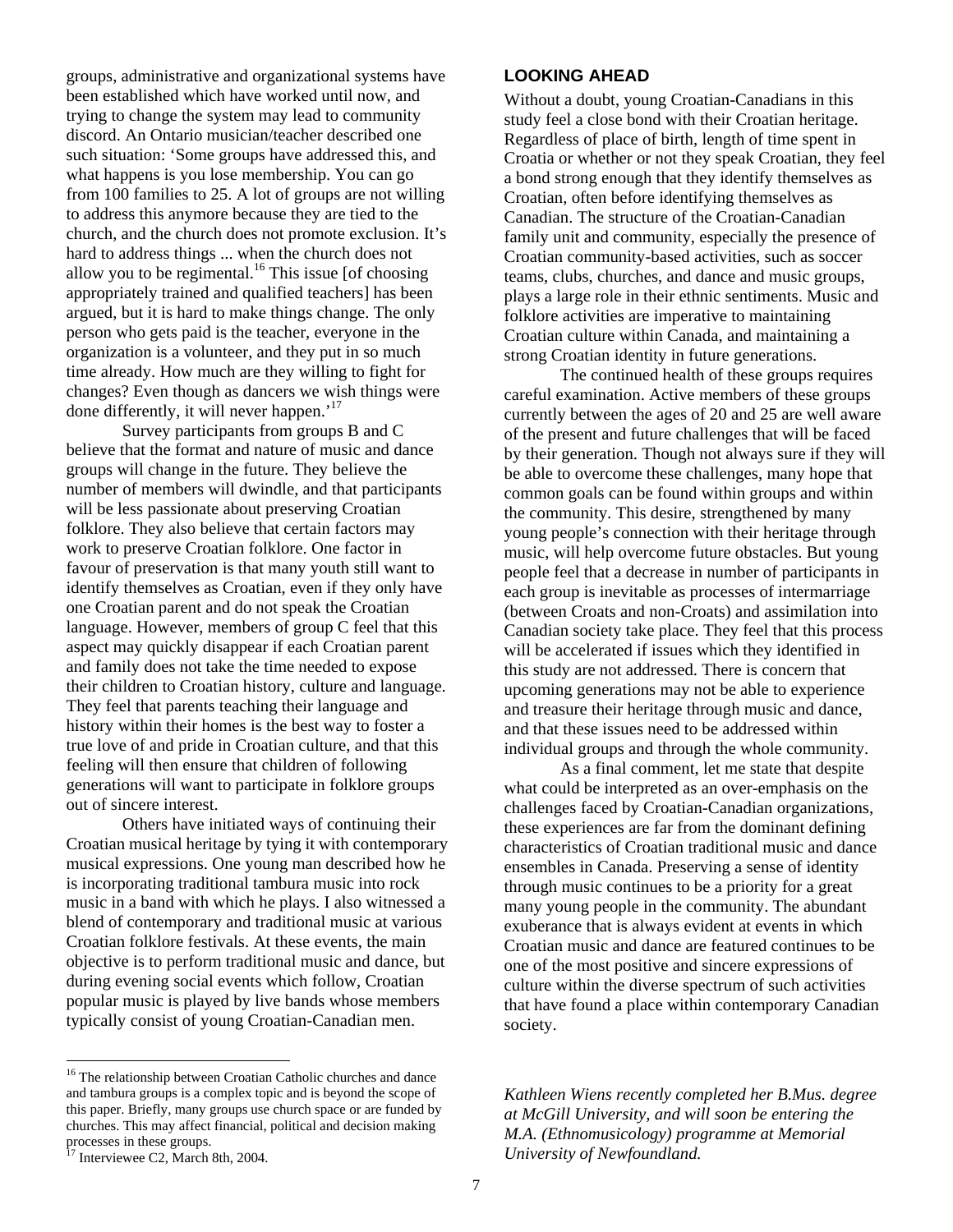groups, administrative and organizational systems have been established which have worked until now, and trying to change the system may lead to community discord. An Ontario musician/teacher described one such situation: 'Some groups have addressed this, and what happens is you lose membership. You can go from 100 families to 25. A lot of groups are not willing to address this anymore because they are tied to the church, and the church does not promote exclusion. It's hard to address things ... when the church does not allow you to be regimental.[16] This issue [of choosing appropriately trained and qualified teachers] has been argued, but it is hard to make things change. The only person who gets paid is the teacher, everyone in the organization is a volunteer, and they put in so much time already. How much are they willing to fight for changes? Even though as dancers we wish things were done differently, it will never happen.'[17]

Survey participants from groups B and C believe that the format and nature of music and dance groups will change in the future. They believe the number of members will dwindle, and that participants will be less passionate about preserving Croatian folklore. They also believe that certain factors may work to preserve Croatian folklore. One factor in favour of preservation is that many youth still want to identify themselves as Croatian, even if they only have one Croatian parent and do not speak the Croatian language. However, members of group C feel that this aspect may quickly disappear if each Croatian parent and family does not take the time needed to expose their children to Croatian history, culture and language. They feel that parents teaching their language and history within their homes is the best way to foster a true love of and pride in Croatian culture, and that this feeling will then ensure that children of following generations will want to participate in folklore groups out of sincere interest.

Others have initiated ways of continuing their Croatian musical heritage by tying it with contemporary musical expressions. One young man described how he is incorporating traditional tambura music into rock music in a band with which he plays. I also witnessed a blend of contemporary and traditional music at various Croatian folklore festivals. At these events, the main objective is to perform traditional music and dance, but during evening social events which follow, Croatian popular music is played by live bands whose members typically consist of young Croatian-Canadian men.

### LOOKING AHEAD

Without a doubt, young Croatian-Canadians in this study feel a close bond with their Croatian heritage. Regardless of place of birth, length of time spent in Croatia or whether or not they speak Croatian, they feel a bond strong enough that they identify themselves as Croatian, often before identifying themselves as Canadian. The structure of the Croatian-Canadian family unit and community, especially the presence of Croatian community-based activities, such as soccer teams, clubs, churches, and dance and music groups, plays a large role in their ethnic sentiments. Music and folklore activities are imperative to maintaining Croatian culture within Canada, and maintaining a strong Croatian identity in future generations.

The continued health of these groups requires careful examination. Active members of these groups currently between the ages of 20 and 25 are well aware of the present and future challenges that will be faced by their generation. Though not always sure if they will be able to overcome these challenges, many hope that common goals can be found within groups and within the community. This desire, strengthened by many young people's connection with their heritage through music, will help overcome future obstacles. But young people feel that a decrease in number of participants in each group is inevitable as processes of intermarriage (between Croats and non-Croats) and assimilation into Canadian society take place. They feel that this process will be accelerated if issues which they identified in this study are not addressed. There is concern that upcoming generations may not be able to experience and treasure their heritage through music and dance, and that these issues need to be addressed within individual groups and through the whole community.

As a final comment, let me state that despite what could be interpreted as an over-emphasis on the challenges faced by Croatian-Canadian organizations, these experiences are far from the dominant defining characteristics of Croatian traditional music and dance ensembles in Canada. Preserving a sense of identity through music continues to be a priority for a great many young people in the community. The abundant exuberance that is always evident at events in which Croatian music and dance are featured continues to be one of the most positive and sincere expressions of culture within the diverse spectrum of such activities that have found a place within contemporary Canadian society.

*Kathleen Wiens recently completed her B.Mus. degree at McGill University, and will soon be entering the M.A. (Ethnomusicology) programme at Memorial University of Newfoundland.*

---

[16] The relationship between Croatian Catholic churches and dance and tambura groups is a complex topic and is beyond the scope of this paper. Briefly, many groups use church space or are funded by churches. This may affect financial, political and decision making processes in these groups.

[17] Interviewee C2, March 8th, 2004.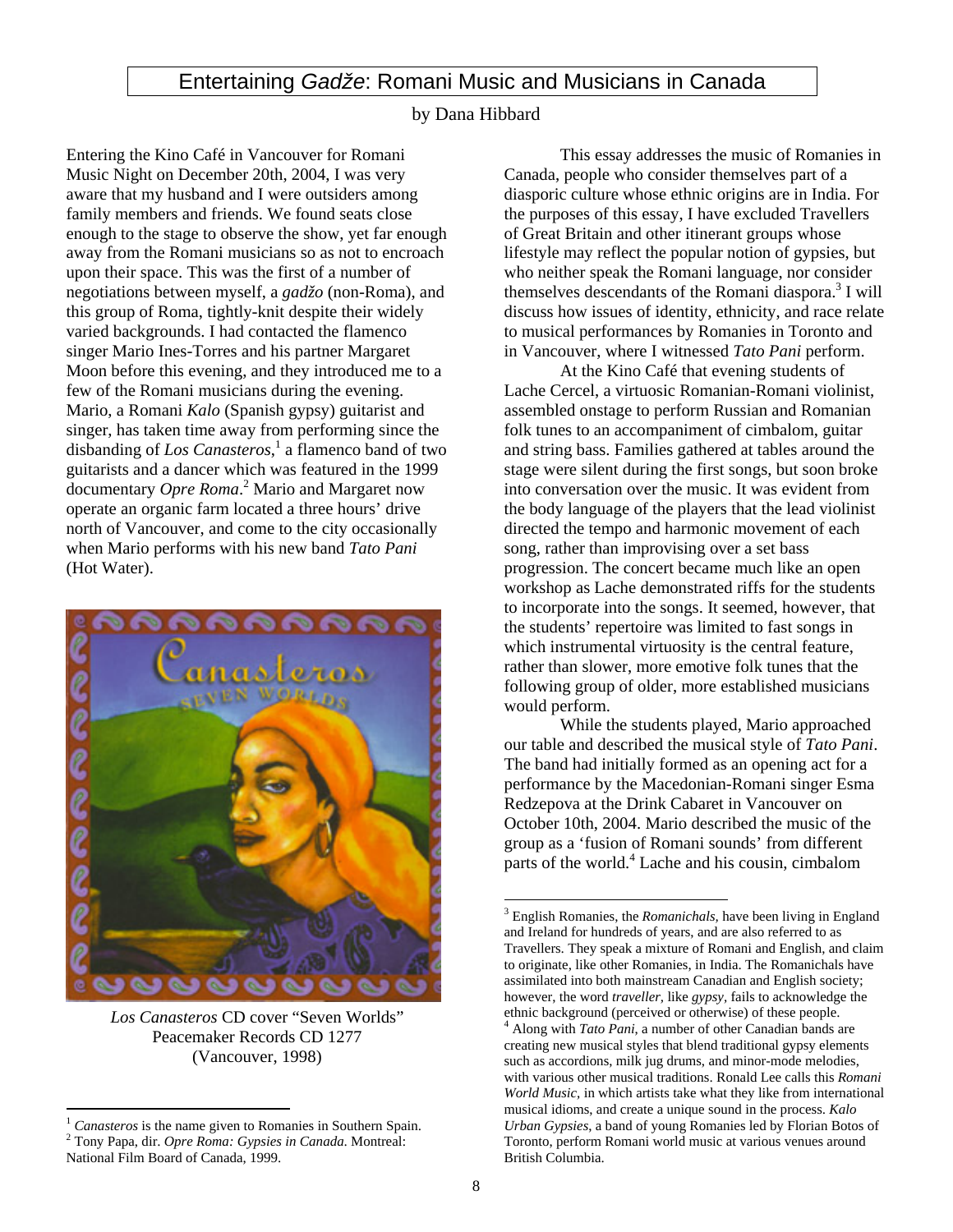# Entertaining *Gadže*: Romani Music and Musicians in Canada

by Dana Hibbard

Entering the Kino Café in Vancouver for Romani Music Night on December 20th, 2004, I was very aware that my husband and I were outsiders among family members and friends. We found seats close enough to the stage to observe the show, yet far enough away from the Romani musicians so as not to encroach upon their space. This was the first of a number of negotiations between myself, a *gadžo* (non-Roma), and this group of Roma, tightly-knit despite their widely varied backgrounds. I had contacted the flamenco singer Mario Ines-Torres and his partner Margaret Moon before this evening, and they introduced me to a few of the Romani musicians during the evening. Mario, a Romani *Kalo* (Spanish gypsy) guitarist and singer, has taken time away from performing since the disbanding of *Los Canasteros*,[1] a flamenco band of two guitarists and a dancer which was featured in the 1999 documentary *Opre Roma*.[2] Mario and Margaret now operate an organic farm located a three hours' drive north of Vancouver, and come to the city occasionally when Mario performs with his new band *Tato Pani* (Hot Water).

*Los Canasteros* CD cover "Seven Worlds" Peacemaker Records CD 1277 (Vancouver, 1998)

This essay addresses the music of Romanies in Canada, people who consider themselves part of a diasporic culture whose ethnic origins are in India. For the purposes of this essay, I have excluded Travellers of Great Britain and other itinerant groups whose lifestyle may reflect the popular notion of gypsies, but who neither speak the Romani language, nor consider themselves descendants of the Romani diaspora.[3] I will discuss how issues of identity, ethnicity, and race relate to musical performances by Romanies in Toronto and in Vancouver, where I witnessed *Tato Pani* perform.

At the Kino Café that evening students of Lache Cercel, a virtuosic Romanian-Romani violinist, assembled onstage to perform Russian and Romanian folk tunes to an accompaniment of cimbalom, guitar and string bass. Families gathered at tables around the stage were silent during the first songs, but soon broke into conversation over the music. It was evident from the body language of the players that the lead violinist directed the tempo and harmonic movement of each song, rather than improvising over a set bass progression. The concert became much like an open workshop as Lache demonstrated riffs for the students to incorporate into the songs. It seemed, however, that the students' repertoire was limited to fast songs in which instrumental virtuosity is the central feature, rather than slower, more emotive folk tunes that the following group of older, more established musicians would perform.

While the students played, Mario approached our table and described the musical style of *Tato Pani*. The band had initially formed as an opening act for a performance by the Macedonian-Romani singer Esma Redzepova at the Drink Cabaret in Vancouver on October 10th, 2004. Mario described the music of the group as a 'fusion of Romani sounds' from different parts of the world.[4] Lache and his cousin, cimbalom

---

[1] *Canasteros* is the name given to Romanies in Southern Spain.

[2] Tony Papa, dir. *Opre Roma: Gypsies in Canada*. Montreal: National Film Board of Canada, 1999.

[3] English Romanies, the *Romanichals*, have been living in England and Ireland for hundreds of years, and are also referred to as Travellers. They speak a mixture of Romani and English, and claim to originate, like other Romanies, in India. The Romanichals have assimilated into both mainstream Canadian and English society; however, the word *traveller*, like *gypsy*, fails to acknowledge the ethnic background (perceived or otherwise) of these people.

[4] Along with *Tato Pani*, a number of other Canadian bands are creating new musical styles that blend traditional gypsy elements such as accordions, milk jug drums, and minor-mode melodies, with various other musical traditions. Ronald Lee calls this *Romani World Music*, in which artists take what they like from international musical idioms, and create a unique sound in the process. *Kalo Urban Gypsies*, a band of young Romanies led by Florian Botos of Toronto, perform Romani world music at various venues around British Columbia.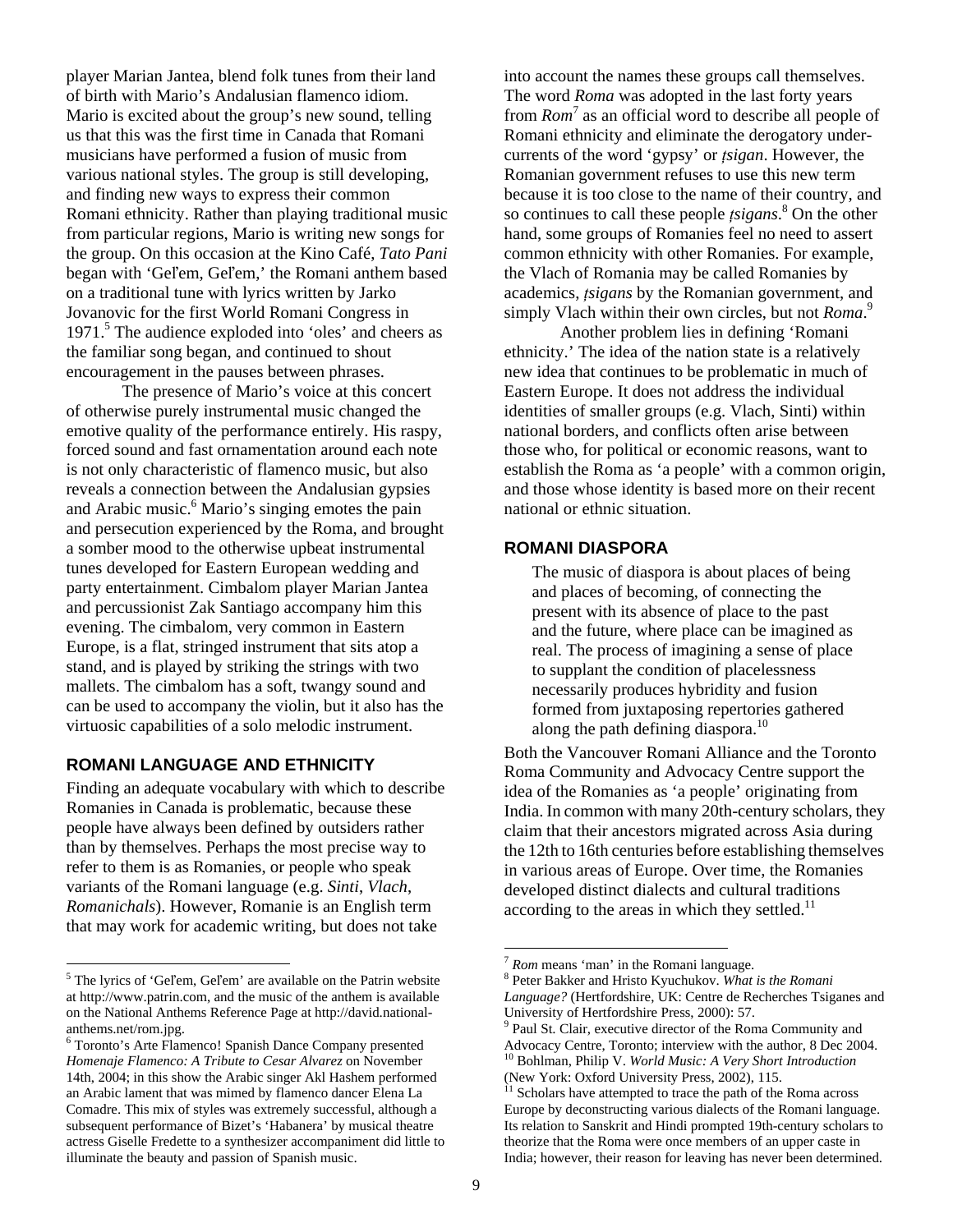player Marian Jantea, blend folk tunes from their land of birth with Mario's Andalusian flamenco idiom. Mario is excited about the group's new sound, telling us that this was the first time in Canada that Romani musicians have performed a fusion of music from various national styles. The group is still developing, and finding new ways to express their common Romani ethnicity. Rather than playing traditional music from particular regions, Mario is writing new songs for the group. On this occasion at the Kino Café, *Tato Pani* began with 'Gel'em, Gel'em,' the Romani anthem based on a traditional tune with lyrics written by Jarko Jovanovic for the first World Romani Congress in 1971.[5] The audience exploded into 'oles' and cheers as the familiar song began, and continued to shout encouragement in the pauses between phrases.

The presence of Mario's voice at this concert of otherwise purely instrumental music changed the emotive quality of the performance entirely. His raspy, forced sound and fast ornamentation around each note is not only characteristic of flamenco music, but also reveals a connection between the Andalusian gypsies and Arabic music.[6] Mario's singing emotes the pain and persecution experienced by the Roma, and brought a somber mood to the otherwise upbeat instrumental tunes developed for Eastern European wedding and party entertainment. Cimbalom player Marian Jantea and percussionist Zak Santiago accompany him this evening. The cimbalom, very common in Eastern Europe, is a flat, stringed instrument that sits atop a stand, and is played by striking the strings with two mallets. The cimbalom has a soft, twangy sound and can be used to accompany the violin, but it also has the virtuosic capabilities of a solo melodic instrument.

## ROMANI LANGUAGE AND ETHNICITY

Finding an adequate vocabulary with which to describe Romanies in Canada is problematic, because these people have always been defined by outsiders rather than by themselves. Perhaps the most precise way to refer to them is as Romanies, or people who speak variants of the Romani language (e.g. *Sinti*, *Vlach*, *Romanichals*). However, Romanie is an English term that may work for academic writing, but does not take into account the names these groups call themselves. The word *Roma* was adopted in the last forty years from *Rom*[7] as an official word to describe all people of Romani ethnicity and eliminate the derogatory undercurrents of the word 'gypsy' or *ţsigan*. However, the Romanian government refuses to use this new term because it is too close to the name of their country, and so continues to call these people *ţsigans*.[8] On the other hand, some groups of Romanies feel no need to assert common ethnicity with other Romanies. For example, the Vlach of Romania may be called Romanies by academics, *ţsigans* by the Romanian government, and simply Vlach within their own circles, but not *Roma*.[9]

Another problem lies in defining 'Romani ethnicity.' The idea of the nation state is a relatively new idea that continues to be problematic in much of Eastern Europe. It does not address the individual identities of smaller groups (e.g. Vlach, Sinti) within national borders, and conflicts often arise between those who, for political or economic reasons, want to establish the Roma as 'a people' with a common origin, and those whose identity is based more on their recent national or ethnic situation.

## ROMANI DIASPORA

> The music of diaspora is about places of being and places of becoming, of connecting the present with its absence of place to the past and the future, where place can be imagined as real. The process of imagining a sense of place to supplant the condition of placelessness necessarily produces hybridity and fusion formed from juxtaposing repertories gathered along the path defining diaspora.[10]

Both the Vancouver Romani Alliance and the Toronto Roma Community and Advocacy Centre support the idea of the Romanies as 'a people' originating from India. In common with many 20th-century scholars, they claim that their ancestors migrated across Asia during the 12th to 16th centuries before establishing themselves in various areas of Europe. Over time, the Romanies developed distinct dialects and cultural traditions according to the areas in which they settled.[11]

---

[5] The lyrics of 'Gel'em, Gel'em' are available on the Patrin website at http://www.patrin.com, and the music of the anthem is available on the National Anthems Reference Page at http://david.national-anthems.net/rom.jpg.

[6] Toronto's Arte Flamenco! Spanish Dance Company presented *Homenaje Flamenco: A Tribute to Cesar Alvarez* on November 14th, 2004; in this show the Arabic singer Akl Hashem performed an Arabic lament that was mimed by flamenco dancer Elena La Comadre. This mix of styles was extremely successful, although a subsequent performance of Bizet's 'Habanera' by musical theatre actress Giselle Fredette to a synthesizer accompaniment did little to illuminate the beauty and passion of Spanish music.

[7] *Rom* means 'man' in the Romani language.

[8] Peter Bakker and Hristo Kyuchukov. *What is the Romani Language?* (Hertfordshire, UK: Centre de Recherches Tsiganes and University of Hertfordshire Press, 2000): 57.

[9] Paul St. Clair, executive director of the Roma Community and Advocacy Centre, Toronto; interview with the author, 8 Dec 2004.

[10] Bohlman, Philip V. *World Music: A Very Short Introduction* (New York: Oxford University Press, 2002), 115.

[11] Scholars have attempted to trace the path of the Roma across Europe by deconstructing various dialects of the Romani language. Its relation to Sanskrit and Hindi prompted 19th-century scholars to theorize that the Roma were once members of an upper caste in India; however, their reason for leaving has never been determined.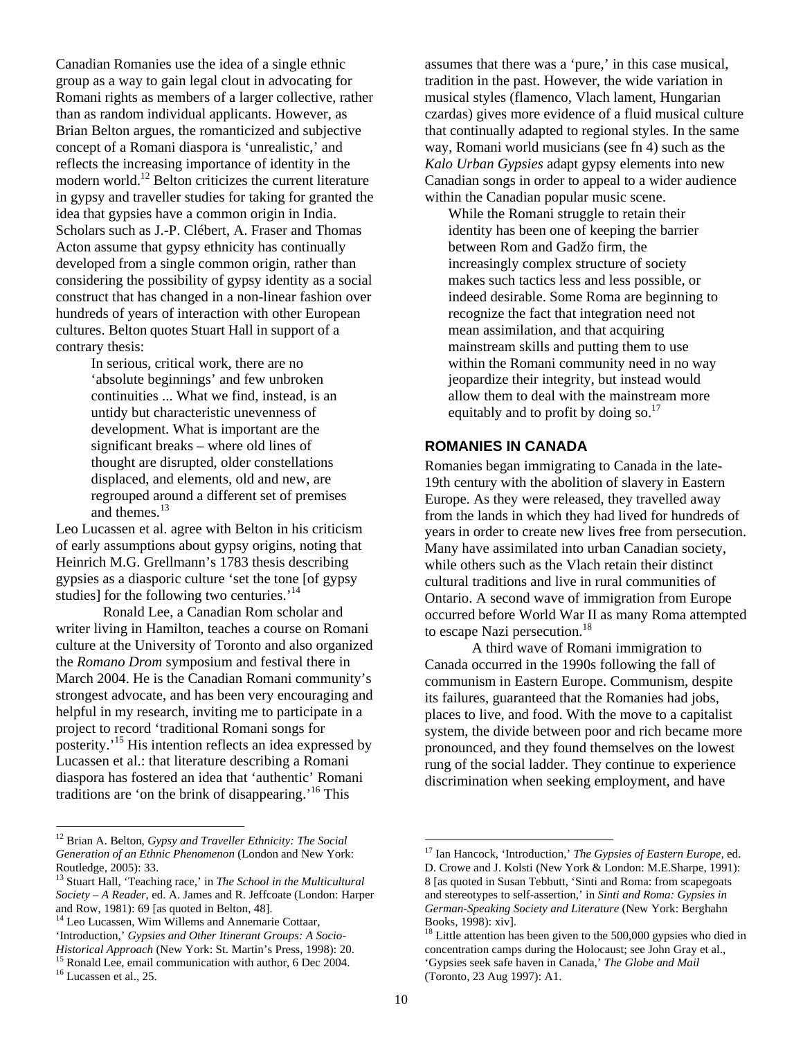Canadian Romanies use the idea of a single ethnic group as a way to gain legal clout in advocating for Romani rights as members of a larger collective, rather than as random individual applicants. However, as Brian Belton argues, the romanticized and subjective concept of a Romani diaspora is 'unrealistic,' and reflects the increasing importance of identity in the modern world.[12] Belton criticizes the current literature in gypsy and traveller studies for taking for granted the idea that gypsies have a common origin in India. Scholars such as J.-P. Clébert, A. Fraser and Thomas Acton assume that gypsy ethnicity has continually developed from a single common origin, rather than considering the possibility of gypsy identity as a social construct that has changed in a non-linear fashion over hundreds of years of interaction with other European cultures. Belton quotes Stuart Hall in support of a contrary thesis:

> In serious, critical work, there are no 'absolute beginnings' and few unbroken continuities ... What we find, instead, is an untidy but characteristic unevenness of development. What is important are the significant breaks – where old lines of thought are disrupted, older constellations displaced, and elements, old and new, are regrouped around a different set of premises and themes.[13]

Leo Lucassen et al. agree with Belton in his criticism of early assumptions about gypsy origins, noting that Heinrich M.G. Grellmann's 1783 thesis describing gypsies as a diasporic culture 'set the tone [of gypsy studies] for the following two centuries.'[14]

Ronald Lee, a Canadian Rom scholar and writer living in Hamilton, teaches a course on Romani culture at the University of Toronto and also organized the *Romano Drom* symposium and festival there in March 2004. He is the Canadian Romani community's strongest advocate, and has been very encouraging and helpful in my research, inviting me to participate in a project to record 'traditional Romani songs for posterity.'[15] His intention reflects an idea expressed by Lucassen et al.: that literature describing a Romani diaspora has fostered an idea that 'authentic' Romani traditions are 'on the brink of disappearing.'[16] This assumes that there was a 'pure,' in this case musical, tradition in the past. However, the wide variation in musical styles (flamenco, Vlach lament, Hungarian czardas) gives more evidence of a fluid musical culture that continually adapted to regional styles. In the same way, Romani world musicians (see fn 4) such as the *Kalo Urban Gypsies* adapt gypsy elements into new Canadian songs in order to appeal to a wider audience within the Canadian popular music scene.

> While the Romani struggle to retain their identity has been one of keeping the barrier between Rom and Gadžo firm, the increasingly complex structure of society makes such tactics less and less possible, or indeed desirable. Some Roma are beginning to recognize the fact that integration need not mean assimilation, and that acquiring mainstream skills and putting them to use within the Romani community need in no way jeopardize their integrity, but instead would allow them to deal with the mainstream more equitably and to profit by doing so.[17]

## ROMANIES IN CANADA

Romanies began immigrating to Canada in the late-19th century with the abolition of slavery in Eastern Europe. As they were released, they travelled away from the lands in which they had lived for hundreds of years in order to create new lives free from persecution. Many have assimilated into urban Canadian society, while others such as the Vlach retain their distinct cultural traditions and live in rural communities of Ontario. A second wave of immigration from Europe occurred before World War II as many Roma attempted to escape Nazi persecution.[18]

A third wave of Romani immigration to Canada occurred in the 1990s following the fall of communism in Eastern Europe. Communism, despite its failures, guaranteed that the Romanies had jobs, places to live, and food. With the move to a capitalist system, the divide between poor and rich became more pronounced, and they found themselves on the lowest rung of the social ladder. They continue to experience discrimination when seeking employment, and have

---

[12] Brian A. Belton, *Gypsy and Traveller Ethnicity: The Social Generation of an Ethnic Phenomenon* (London and New York: Routledge, 2005): 33.

[13] Stuart Hall, 'Teaching race,' in *The School in the Multicultural Society – A Reader*, ed. A. James and R. Jeffcoate (London: Harper and Row, 1981): 69 [as quoted in Belton, 48].

[14] Leo Lucassen, Wim Willems and Annemarie Cottaar, 'Introduction,' *Gypsies and Other Itinerant Groups: A Socio-Historical Approach* (New York: St. Martin's Press, 1998): 20.

[15] Ronald Lee, email communication with author, 6 Dec 2004.

[16] Lucassen et al., 25.

[17] Ian Hancock, 'Introduction,' *The Gypsies of Eastern Europe*, ed. D. Crowe and J. Kolsti (New York & London: M.E.Sharpe, 1991): 8 [as quoted in Susan Tebbutt, 'Sinti and Roma: from scapegoats and stereotypes to self-assertion,' in *Sinti and Roma: Gypsies in German-Speaking Society and Literature* (New York: Berghahn Books, 1998): xiv].

[18] Little attention has been given to the 500,000 gypsies who died in concentration camps during the Holocaust; see John Gray et al., 'Gypsies seek safe haven in Canada,' *The Globe and Mail* (Toronto, 23 Aug 1997): A1.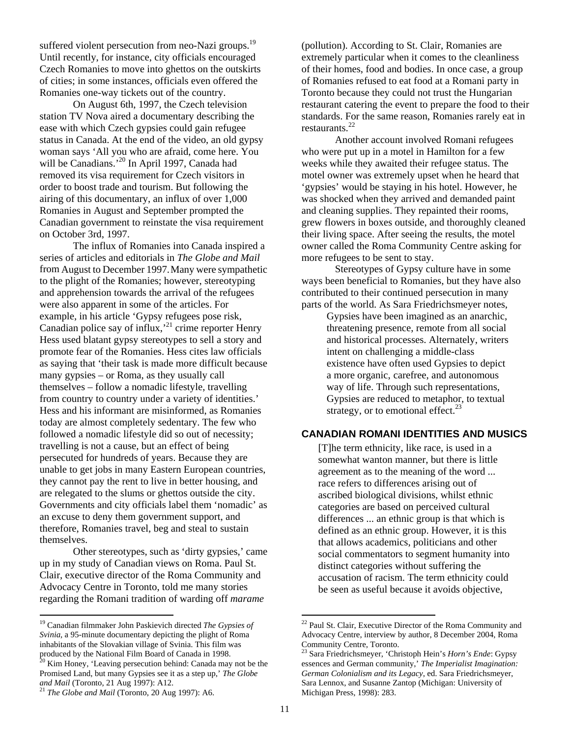suffered violent persecution from neo-Nazi groups.[19] Until recently, for instance, city officials encouraged Czech Romanies to move into ghettos on the outskirts of cities; in some instances, officials even offered the Romanies one-way tickets out of the country.

On August 6th, 1997, the Czech television station TV Nova aired a documentary describing the ease with which Czech gypsies could gain refugee status in Canada. At the end of the video, an old gypsy woman says 'All you who are afraid, come here. You will be Canadians.'[20] In April 1997, Canada had removed its visa requirement for Czech visitors in order to boost trade and tourism. But following the airing of this documentary, an influx of over 1,000 Romanies in August and September prompted the Canadian government to reinstate the visa requirement on October 3rd, 1997.

The influx of Romanies into Canada inspired a series of articles and editorials in *The Globe and Mail* from August to December 1997. Many were sympathetic to the plight of the Romanies; however, stereotyping and apprehension towards the arrival of the refugees were also apparent in some of the articles. For example, in his article 'Gypsy refugees pose risk, Canadian police say of influx,'[21] crime reporter Henry Hess used blatant gypsy stereotypes to sell a story and promote fear of the Romanies. Hess cites law officials as saying that 'their task is made more difficult because many gypsies – or Roma, as they usually call themselves – follow a nomadic lifestyle, travelling from country to country under a variety of identities.' Hess and his informant are misinformed, as Romanies today are almost completely sedentary. The few who followed a nomadic lifestyle did so out of necessity; travelling is not a cause, but an effect of being persecuted for hundreds of years. Because they are unable to get jobs in many Eastern European countries, they cannot pay the rent to live in better housing, and are relegated to the slums or ghettos outside the city. Governments and city officials label them 'nomadic' as an excuse to deny them government support, and therefore, Romanies travel, beg and steal to sustain themselves.

Other stereotypes, such as 'dirty gypsies,' came up in my study of Canadian views on Roma. Paul St. Clair, executive director of the Roma Community and Advocacy Centre in Toronto, told me many stories regarding the Romani tradition of warding off *marame* (pollution). According to St. Clair, Romanies are extremely particular when it comes to the cleanliness of their homes, food and bodies. In once case, a group of Romanies refused to eat food at a Romani party in Toronto because they could not trust the Hungarian restaurant catering the event to prepare the food to their standards. For the same reason, Romanies rarely eat in restaurants.[22]

Another account involved Romani refugees who were put up in a motel in Hamilton for a few weeks while they awaited their refugee status. The motel owner was extremely upset when he heard that 'gypsies' would be staying in his hotel. However, he was shocked when they arrived and demanded paint and cleaning supplies. They repainted their rooms, grew flowers in boxes outside, and thoroughly cleaned their living space. After seeing the results, the motel owner called the Roma Community Centre asking for more refugees to be sent to stay.

Stereotypes of Gypsy culture have in some ways been beneficial to Romanies, but they have also contributed to their continued persecution in many parts of the world. As Sara Friedrichsmeyer notes,

> Gypsies have been imagined as an anarchic, threatening presence, remote from all social and historical processes. Alternately, writers intent on challenging a middle-class existence have often used Gypsies to depict a more organic, carefree, and autonomous way of life. Through such representations, Gypsies are reduced to metaphor, to textual strategy, or to emotional effect.[23]

## CANADIAN ROMANI IDENTITIES AND MUSICS

> [T]he term ethnicity, like race, is used in a somewhat wanton manner, but there is little agreement as to the meaning of the word ... race refers to differences arising out of ascribed biological divisions, whilst ethnic categories are based on perceived cultural differences ... an ethnic group is that which is defined as an ethnic group. However, it is this that allows academics, politicians and other social commentators to segment humanity into distinct categories without suffering the accusation of racism. The term ethnicity could be seen as useful because it avoids objective,

---

[19] Canadian filmmaker John Paskievich directed *The Gypsies of Svinia*, a 95-minute documentary depicting the plight of Roma inhabitants of the Slovakian village of Svinia. This film was produced by the National Film Board of Canada in 1998.

[20] Kim Honey, 'Leaving persecution behind: Canada may not be the Promised Land, but many Gypsies see it as a step up,' *The Globe and Mail* (Toronto, 21 Aug 1997): A12.

[21] *The Globe and Mail* (Toronto, 20 Aug 1997): A6.

[22] Paul St. Clair, Executive Director of the Roma Community and Advocacy Centre, interview by author, 8 December 2004, Roma Community Centre, Toronto.

[23] Sara Friedrichsmeyer, 'Christoph Hein's *Horn's Ende*: Gypsy essences and German community,' *The Imperialist Imagination: German Colonialism and its Legacy*, ed. Sara Friedrichsmeyer, Sara Lennox, and Susanne Zantop (Michigan: University of Michigan Press, 1998): 283.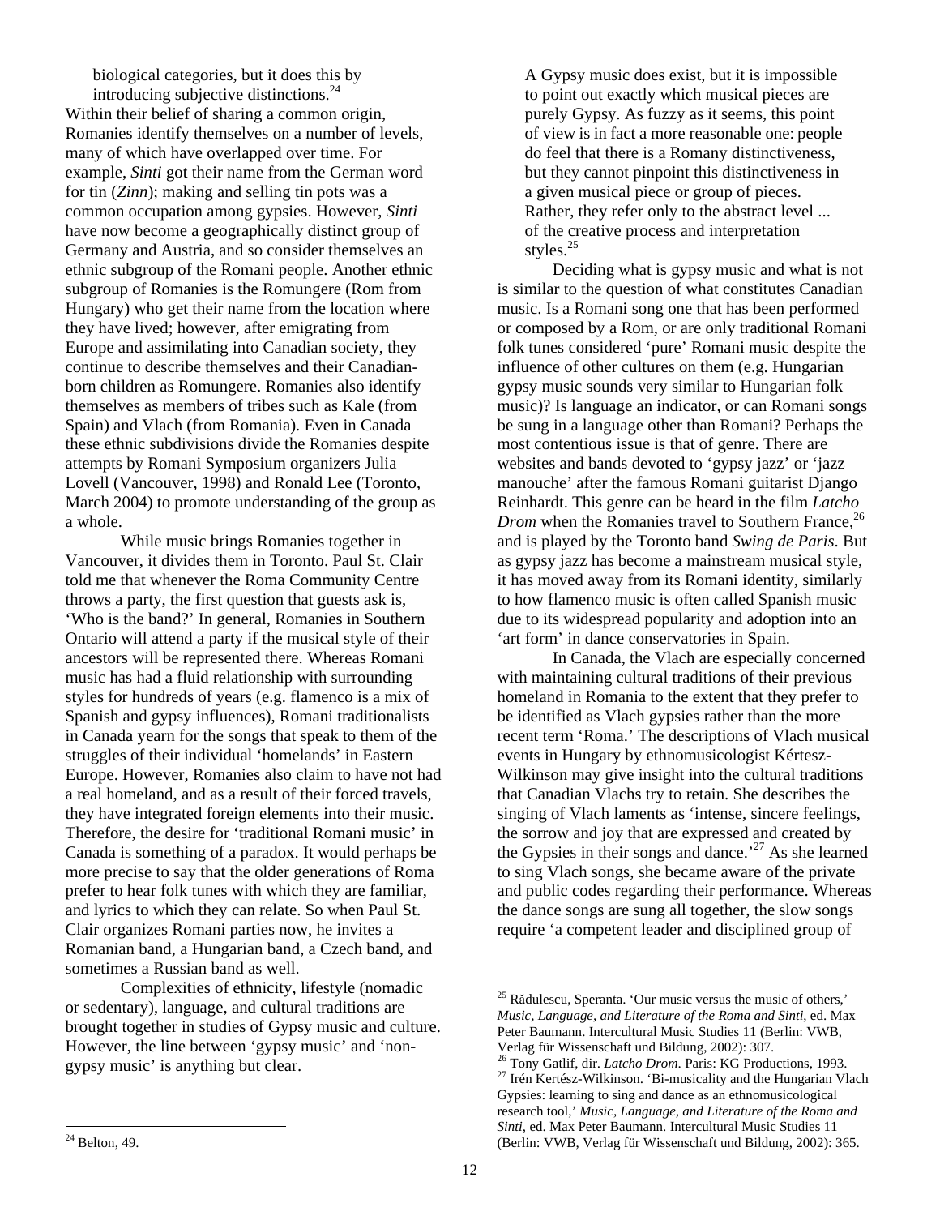> biological categories, but it does this by introducing subjective distinctions.[24]

Within their belief of sharing a common origin, Romanies identify themselves on a number of levels, many of which have overlapped over time. For example, *Sinti* got their name from the German word for tin (*Zinn*); making and selling tin pots was a common occupation among gypsies. However, *Sinti* have now become a geographically distinct group of Germany and Austria, and so consider themselves an ethnic subgroup of the Romani people. Another ethnic subgroup of Romanies is the Romungere (Rom from Hungary) who get their name from the location where they have lived; however, after emigrating from Europe and assimilating into Canadian society, they continue to describe themselves and their Canadian-born children as Romungere. Romanies also identify themselves as members of tribes such as Kale (from Spain) and Vlach (from Romania). Even in Canada these ethnic subdivisions divide the Romanies despite attempts by Romani Symposium organizers Julia Lovell (Vancouver, 1998) and Ronald Lee (Toronto, March 2004) to promote understanding of the group as a whole.

While music brings Romanies together in Vancouver, it divides them in Toronto. Paul St. Clair told me that whenever the Roma Community Centre throws a party, the first question that guests ask is, 'Who is the band?' In general, Romanies in Southern Ontario will attend a party if the musical style of their ancestors will be represented there. Whereas Romani music has had a fluid relationship with surrounding styles for hundreds of years (e.g. flamenco is a mix of Spanish and gypsy influences), Romani traditionalists in Canada yearn for the songs that speak to them of the struggles of their individual 'homelands' in Eastern Europe. However, Romanies also claim to have not had a real homeland, and as a result of their forced travels, they have integrated foreign elements into their music. Therefore, the desire for 'traditional Romani music' in Canada is something of a paradox. It would perhaps be more precise to say that the older generations of Roma prefer to hear folk tunes with which they are familiar, and lyrics to which they can relate. So when Paul St. Clair organizes Romani parties now, he invites a Romanian band, a Hungarian band, a Czech band, and sometimes a Russian band as well.

Complexities of ethnicity, lifestyle (nomadic or sedentary), language, and cultural traditions are brought together in studies of Gypsy music and culture. However, the line between 'gypsy music' and 'non-gypsy music' is anything but clear.

> A Gypsy music does exist, but it is impossible to point out exactly which musical pieces are purely Gypsy. As fuzzy as it seems, this point of view is in fact a more reasonable one: people do feel that there is a Romany distinctiveness, but they cannot pinpoint this distinctiveness in a given musical piece or group of pieces. Rather, they refer only to the abstract level ... of the creative process and interpretation styles.[25]

Deciding what is gypsy music and what is not is similar to the question of what constitutes Canadian music. Is a Romani song one that has been performed or composed by a Rom, or are only traditional Romani folk tunes considered 'pure' Romani music despite the influence of other cultures on them (e.g. Hungarian gypsy music sounds very similar to Hungarian folk music)? Is language an indicator, or can Romani songs be sung in a language other than Romani? Perhaps the most contentious issue is that of genre. There are websites and bands devoted to 'gypsy jazz' or 'jazz manouche' after the famous Romani guitarist Django Reinhardt. This genre can be heard in the film *Latcho Drom* when the Romanies travel to Southern France,[26] and is played by the Toronto band *Swing de Paris*. But as gypsy jazz has become a mainstream musical style, it has moved away from its Romani identity, similarly to how flamenco music is often called Spanish music due to its widespread popularity and adoption into an 'art form' in dance conservatories in Spain.

In Canada, the Vlach are especially concerned with maintaining cultural traditions of their previous homeland in Romania to the extent that they prefer to be identified as Vlach gypsies rather than the more recent term 'Roma.' The descriptions of Vlach musical events in Hungary by ethnomusicologist Kértesz-Wilkinson may give insight into the cultural traditions that Canadian Vlachs try to retain. She describes the singing of Vlach laments as 'intense, sincere feelings, the sorrow and joy that are expressed and created by the Gypsies in their songs and dance.'[27] As she learned to sing Vlach songs, she became aware of the private and public codes regarding their performance. Whereas the dance songs are sung all together, the slow songs require 'a competent leader and disciplined group of

---

[24] Belton, 49.

[25] Rădulescu, Speranta. 'Our music versus the music of others,' *Music, Language, and Literature of the Roma and Sinti*, ed. Max Peter Baumann. Intercultural Music Studies 11 (Berlin: VWB, Verlag für Wissenschaft und Bildung, 2002): 307.

[26] Tony Gatlif, dir. *Latcho Drom*. Paris: KG Productions, 1993.

[27] Irén Kertész-Wilkinson. 'Bi-musicality and the Hungarian Vlach Gypsies: learning to sing and dance as an ethnomusicological research tool,' *Music, Language, and Literature of the Roma and Sinti*, ed. Max Peter Baumann. Intercultural Music Studies 11 (Berlin: VWB, Verlag für Wissenschaft und Bildung, 2002): 365.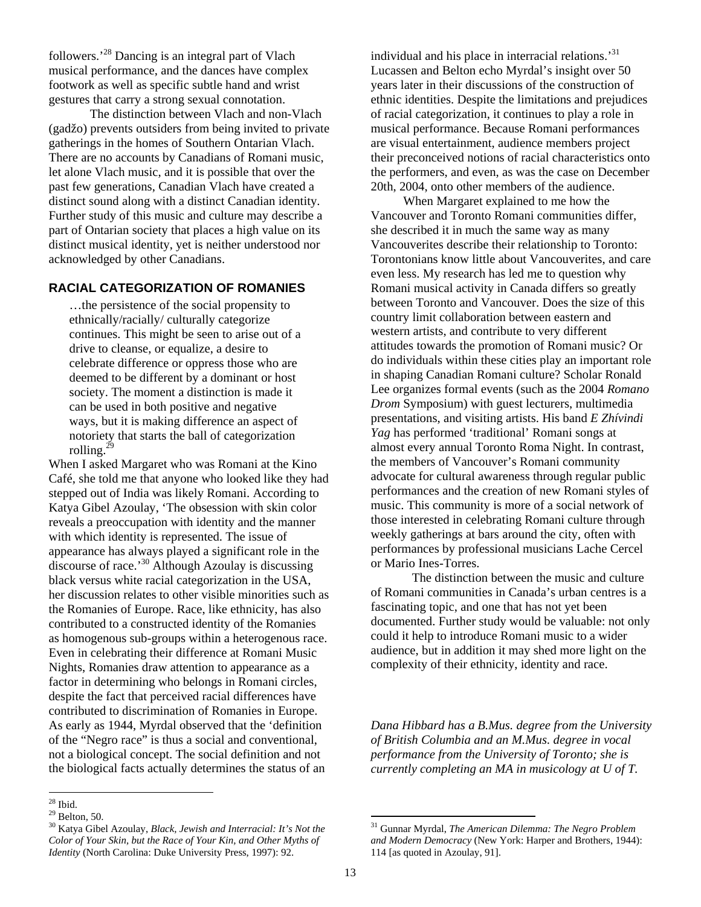followers.'[28] Dancing is an integral part of Vlach musical performance, and the dances have complex footwork as well as specific subtle hand and wrist gestures that carry a strong sexual connotation.

The distinction between Vlach and non-Vlach (gadžo) prevents outsiders from being invited to private gatherings in the homes of Southern Ontarian Vlach. There are no accounts by Canadians of Romani music, let alone Vlach music, and it is possible that over the past few generations, Canadian Vlach have created a distinct sound along with a distinct Canadian identity. Further study of this music and culture may describe a part of Ontarian society that places a high value on its distinct musical identity, yet is neither understood nor acknowledged by other Canadians.

## RACIAL CATEGORIZATION OF ROMANIES

> …the persistence of the social propensity to ethnically/racially/ culturally categorize continues. This might be seen to arise out of a drive to cleanse, or equalize, a desire to celebrate difference or oppress those who are deemed to be different by a dominant or host society. The moment a distinction is made it can be used in both positive and negative ways, but it is making difference an aspect of notoriety that starts the ball of categorization rolling.[29]

When I asked Margaret who was Romani at the Kino Café, she told me that anyone who looked like they had stepped out of India was likely Romani. According to Katya Gibel Azoulay, 'The obsession with skin color reveals a preoccupation with identity and the manner with which identity is represented. The issue of appearance has always played a significant role in the discourse of race.'[30] Although Azoulay is discussing black versus white racial categorization in the USA, her discussion relates to other visible minorities such as the Romanies of Europe. Race, like ethnicity, has also contributed to a constructed identity of the Romanies as homogenous sub-groups within a heterogenous race. Even in celebrating their difference at Romani Music Nights, Romanies draw attention to appearance as a factor in determining who belongs in Romani circles, despite the fact that perceived racial differences have contributed to discrimination of Romanies in Europe. As early as 1944, Myrdal observed that the 'definition of the "Negro race" is thus a social and conventional, not a biological concept. The social definition and not the biological facts actually determines the status of an individual and his place in interracial relations.'[31] Lucassen and Belton echo Myrdal's insight over 50 years later in their discussions of the construction of ethnic identities. Despite the limitations and prejudices of racial categorization, it continues to play a role in musical performance. Because Romani performances are visual entertainment, audience members project their preconceived notions of racial characteristics onto the performers, and even, as was the case on December 20th, 2004, onto other members of the audience.

When Margaret explained to me how the Vancouver and Toronto Romani communities differ, she described it in much the same way as many Vancouverites describe their relationship to Toronto: Torontonians know little about Vancouverites, and care even less. My research has led me to question why Romani musical activity in Canada differs so greatly between Toronto and Vancouver. Does the size of this country limit collaboration between eastern and western artists, and contribute to very different attitudes towards the promotion of Romani music? Or do individuals within these cities play an important role in shaping Canadian Romani culture? Scholar Ronald Lee organizes formal events (such as the 2004 *Romano Drom* Symposium) with guest lecturers, multimedia presentations, and visiting artists. His band *E Zhívindi Yag* has performed 'traditional' Romani songs at almost every annual Toronto Roma Night. In contrast, the members of Vancouver's Romani community advocate for cultural awareness through regular public performances and the creation of new Romani styles of music. This community is more of a social network of those interested in celebrating Romani culture through weekly gatherings at bars around the city, often with performances by professional musicians Lache Cercel or Mario Ines-Torres.

The distinction between the music and culture of Romani communities in Canada's urban centres is a fascinating topic, and one that has not yet been documented. Further study would be valuable: not only could it help to introduce Romani music to a wider audience, but in addition it may shed more light on the complexity of their ethnicity, identity and race.

*Dana Hibbard has a B.Mus. degree from the University of British Columbia and an M.Mus. degree in vocal performance from the University of Toronto; she is currently completing an MA in musicology at U of T.*

---

[28] Ibid.

[29] Belton, 50.

[30] Katya Gibel Azoulay, *Black, Jewish and Interracial: It's Not the Color of Your Skin, but the Race of Your Kin, and Other Myths of Identity* (North Carolina: Duke University Press, 1997): 92.

[31] Gunnar Myrdal, *The American Dilemma: The Negro Problem and Modern Democracy* (New York: Harper and Brothers, 1944): 114 [as quoted in Azoulay, 91].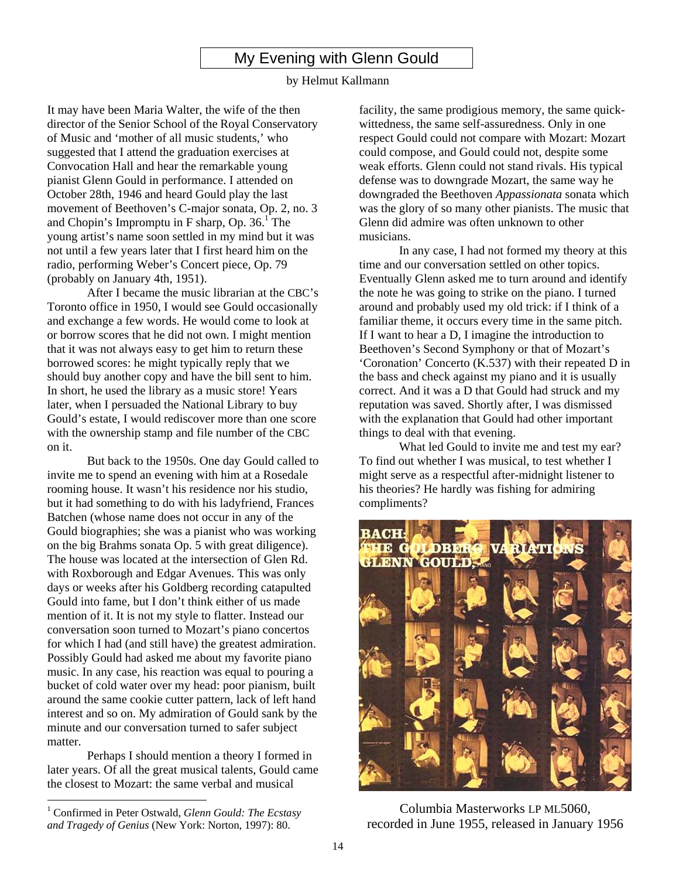# My Evening with Glenn Gould

by Helmut Kallmann

It may have been Maria Walter, the wife of the then director of the Senior School of the Royal Conservatory of Music and 'mother of all music students,' who suggested that I attend the graduation exercises at Convocation Hall and hear the remarkable young pianist Glenn Gould in performance. I attended on October 28th, 1946 and heard Gould play the last movement of Beethoven's C-major sonata, Op. 2, no. 3 and Chopin's Impromptu in F sharp, Op. 36.[1] The young artist's name soon settled in my mind but it was not until a few years later that I first heard him on the radio, performing Weber's Concert piece, Op. 79 (probably on January 4th, 1951).

After I became the music librarian at the CBC's Toronto office in 1950, I would see Gould occasionally and exchange a few words. He would come to look at or borrow scores that he did not own. I might mention that it was not always easy to get him to return these borrowed scores: he might typically reply that we should buy another copy and have the bill sent to him. In short, he used the library as a music store! Years later, when I persuaded the National Library to buy Gould's estate, I would rediscover more than one score with the ownership stamp and file number of the CBC on it.

But back to the 1950s. One day Gould called to invite me to spend an evening with him at a Rosedale rooming house. It wasn't his residence nor his studio, but it had something to do with his ladyfriend, Frances Batchen (whose name does not occur in any of the Gould biographies; she was a pianist who was working on the big Brahms sonata Op. 5 with great diligence). The house was located at the intersection of Glen Rd. with Roxborough and Edgar Avenues. This was only days or weeks after his Goldberg recording catapulted Gould into fame, but I don't think either of us made mention of it. It is not my style to flatter. Instead our conversation soon turned to Mozart's piano concertos for which I had (and still have) the greatest admiration. Possibly Gould had asked me about my favorite piano music. In any case, his reaction was equal to pouring a bucket of cold water over my head: poor pianism, built around the same cookie cutter pattern, lack of left hand interest and so on. My admiration of Gould sank by the minute and our conversation turned to safer subject matter.

Perhaps I should mention a theory I formed in later years. Of all the great musical talents, Gould came the closest to Mozart: the same verbal and musical facility, the same prodigious memory, the same quick-wittedness, the same self-assuredness. Only in one respect Gould could not compare with Mozart: Mozart could compose, and Gould could not, despite some weak efforts. Glenn could not stand rivals. His typical defense was to downgrade Mozart, the same way he downgraded the Beethoven *Appassionata* sonata which was the glory of so many other pianists. The music that Glenn did admire was often unknown to other musicians.

In any case, I had not formed my theory at this time and our conversation settled on other topics. Eventually Glenn asked me to turn around and identify the note he was going to strike on the piano. I turned around and probably used my old trick: if I think of a familiar theme, it occurs every time in the same pitch. If I want to hear a D, I imagine the introduction to Beethoven's Second Symphony or that of Mozart's 'Coronation' Concerto (K.537) with their repeated D in the bass and check against my piano and it is usually correct. And it was a D that Gould had struck and my reputation was saved. Shortly after, I was dismissed with the explanation that Gould had other important things to deal with that evening.

What led Gould to invite me and test my ear? To find out whether I was musical, to test whether I might serve as a respectful after-midnight listener to his theories? He hardly was fishing for admiring compliments?

Columbia Masterworks LP ML5060, recorded in June 1955, released in January 1956

[1] Confirmed in Peter Ostwald, *Glenn Gould: The Ecstasy and Tragedy of Genius* (New York: Norton, 1997): 80.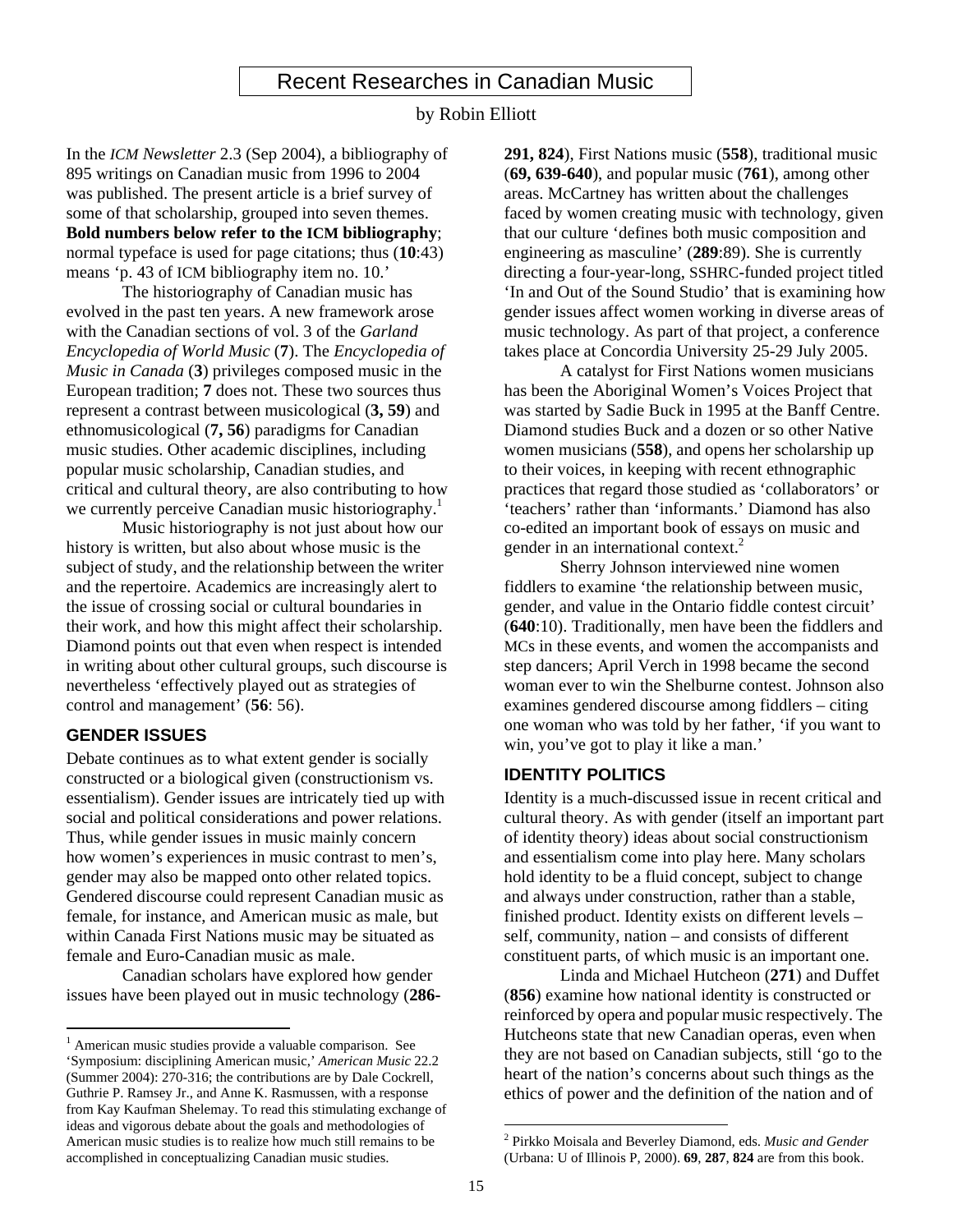# Recent Researches in Canadian Music

by Robin Elliott

In the *ICM Newsletter* 2.3 (Sep 2004), a bibliography of 895 writings on Canadian music from 1996 to 2004 was published. The present article is a brief survey of some of that scholarship, grouped into seven themes. **Bold numbers below refer to the ICM bibliography**; normal typeface is used for page citations; thus (**10**:43) means 'p. 43 of ICM bibliography item no. 10.'

The historiography of Canadian music has evolved in the past ten years. A new framework arose with the Canadian sections of vol. 3 of the *Garland Encyclopedia of World Music* (**7**). The *Encyclopedia of Music in Canada* (**3**) privileges composed music in the European tradition; **7** does not. These two sources thus represent a contrast between musicological (**3, 59**) and ethnomusicological (**7, 56**) paradigms for Canadian music studies. Other academic disciplines, including popular music scholarship, Canadian studies, and critical and cultural theory, are also contributing to how we currently perceive Canadian music historiography.[1]

Music historiography is not just about how our history is written, but also about whose music is the subject of study, and the relationship between the writer and the repertoire. Academics are increasingly alert to the issue of crossing social or cultural boundaries in their work, and how this might affect their scholarship. Diamond points out that even when respect is intended in writing about other cultural groups, such discourse is nevertheless 'effectively played out as strategies of control and management' (**56**: 56).

## GENDER ISSUES

Debate continues as to what extent gender is socially constructed or a biological given (constructionism vs. essentialism). Gender issues are intricately tied up with social and political considerations and power relations. Thus, while gender issues in music mainly concern how women's experiences in music contrast to men's, gender may also be mapped onto other related topics. Gendered discourse could represent Canadian music as female, for instance, and American music as male, but within Canada First Nations music may be situated as female and Euro-Canadian music as male.

Canadian scholars have explored how gender issues have been played out in music technology (**286-291, 824**), First Nations music (**558**), traditional music (**69, 639-640**), and popular music (**761**), among other areas. McCartney has written about the challenges faced by women creating music with technology, given that our culture 'defines both music composition and engineering as masculine' (**289**:89). She is currently directing a four-year-long, SSHRC-funded project titled 'In and Out of the Sound Studio' that is examining how gender issues affect women working in diverse areas of music technology. As part of that project, a conference takes place at Concordia University 25-29 July 2005.

A catalyst for First Nations women musicians has been the Aboriginal Women's Voices Project that was started by Sadie Buck in 1995 at the Banff Centre. Diamond studies Buck and a dozen or so other Native women musicians (**558**), and opens her scholarship up to their voices, in keeping with recent ethnographic practices that regard those studied as 'collaborators' or 'teachers' rather than 'informants.' Diamond has also co-edited an important book of essays on music and gender in an international context.[2]

Sherry Johnson interviewed nine women fiddlers to examine 'the relationship between music, gender, and value in the Ontario fiddle contest circuit' (**640**:10). Traditionally, men have been the fiddlers and MCs in these events, and women the accompanists and step dancers; April Verch in 1998 became the second woman ever to win the Shelburne contest. Johnson also examines gendered discourse among fiddlers – citing one woman who was told by her father, 'if you want to win, you've got to play it like a man.'

## IDENTITY POLITICS

Identity is a much-discussed issue in recent critical and cultural theory. As with gender (itself an important part of identity theory) ideas about social constructionism and essentialism come into play here. Many scholars hold identity to be a fluid concept, subject to change and always under construction, rather than a stable, finished product. Identity exists on different levels – self, community, nation – and consists of different constituent parts, of which music is an important one.

Linda and Michael Hutcheon (**271**) and Duffet (**856**) examine how national identity is constructed or reinforced by opera and popular music respectively. The Hutcheons state that new Canadian operas, even when they are not based on Canadian subjects, still 'go to the heart of the nation's concerns about such things as the ethics of power and the definition of the nation and of

---

[1] American music studies provide a valuable comparison. See 'Symposium: disciplining American music,' *American Music* 22.2 (Summer 2004): 270-316; the contributions are by Dale Cockrell, Guthrie P. Ramsey Jr., and Anne K. Rasmussen, with a response from Kay Kaufman Shelemay. To read this stimulating exchange of ideas and vigorous debate about the goals and methodologies of American music studies is to realize how much still remains to be accomplished in conceptualizing Canadian music studies.

[2] Pirkko Moisala and Beverley Diamond, eds. *Music and Gender* (Urbana: U of Illinois P, 2000). **69**, **287**, **824** are from this book.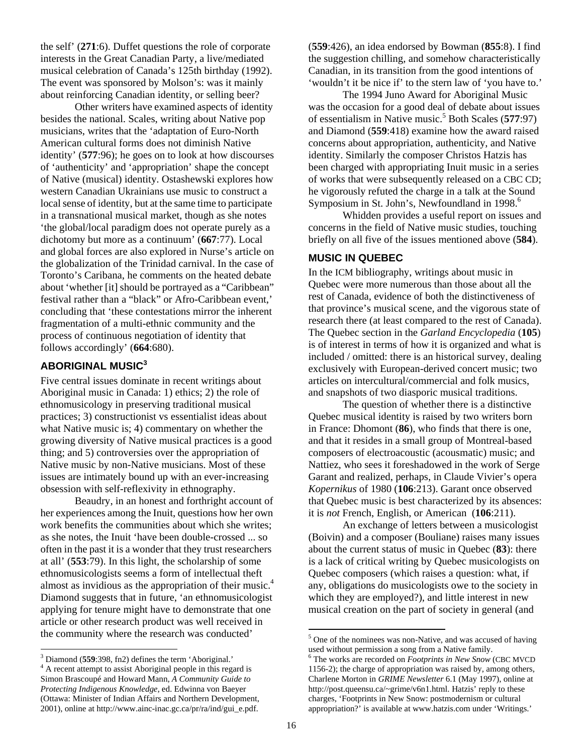the self' (**271**:6). Duffet questions the role of corporate interests in the Great Canadian Party, a live/mediated musical celebration of Canada's 125th birthday (1992). The event was sponsored by Molson's: was it mainly about reinforcing Canadian identity, or selling beer?

Other writers have examined aspects of identity besides the national. Scales, writing about Native pop musicians, writes that the 'adaptation of Euro-North American cultural forms does not diminish Native identity' (**577**:96); he goes on to look at how discourses of 'authenticity' and 'appropriation' shape the concept of Native (musical) identity. Ostashewski explores how western Canadian Ukrainians use music to construct a local sense of identity, but at the same time to participate in a transnational musical market, though as she notes 'the global/local paradigm does not operate purely as a dichotomy but more as a continuum' (**667**:77). Local and global forces are also explored in Nurse's article on the globalization of the Trinidad carnival. In the case of Toronto's Caribana, he comments on the heated debate about 'whether [it] should be portrayed as a "Caribbean" festival rather than a "black" or Afro-Caribbean event,' concluding that 'these contestations mirror the inherent fragmentation of a multi-ethnic community and the process of continuous negotiation of identity that follows accordingly' (**664**:680).

## ABORIGINAL MUSIC[3]

Five central issues dominate in recent writings about Aboriginal music in Canada: 1) ethics; 2) the role of ethnomusicology in preserving traditional musical practices; 3) constructionist vs essentialist ideas about what Native music is; 4) commentary on whether the growing diversity of Native musical practices is a good thing; and 5) controversies over the appropriation of Native music by non-Native musicians. Most of these issues are intimately bound up with an ever-increasing obsession with self-reflexivity in ethnography.

Beaudry, in an honest and forthright account of her experiences among the Inuit, questions how her own work benefits the communities about which she writes; as she notes, the Inuit 'have been double-crossed ... so often in the past it is a wonder that they trust researchers at all' (**553**:79). In this light, the scholarship of some ethnomusicologists seems a form of intellectual theft almost as invidious as the appropriation of their music.[4] Diamond suggests that in future, 'an ethnomusicologist applying for tenure might have to demonstrate that one article or other research product was well received in the community where the research was conducted' (**559**:426), an idea endorsed by Bowman (**855**:8). I find the suggestion chilling, and somehow characteristically Canadian, in its transition from the good intentions of 'wouldn't it be nice if' to the stern law of 'you have to.'

The 1994 Juno Award for Aboriginal Music was the occasion for a good deal of debate about issues of essentialism in Native music.[5] Both Scales (**577**:97) and Diamond (**559**:418) examine how the award raised concerns about appropriation, authenticity, and Native identity. Similarly the composer Christos Hatzis has been charged with appropriating Inuit music in a series of works that were subsequently released on a CBC CD; he vigorously refuted the charge in a talk at the Sound Symposium in St. John's, Newfoundland in 1998.[6]

Whidden provides a useful report on issues and concerns in the field of Native music studies, touching briefly on all five of the issues mentioned above (**584**).

## MUSIC IN QUEBEC

In the ICM bibliography, writings about music in Quebec were more numerous than those about all the rest of Canada, evidence of both the distinctiveness of that province's musical scene, and the vigorous state of research there (at least compared to the rest of Canada). The Quebec section in the *Garland Encyclopedia* (**105**) is of interest in terms of how it is organized and what is included / omitted: there is an historical survey, dealing exclusively with European-derived concert music; two articles on intercultural/commercial and folk musics, and snapshots of two diasporic musical traditions.

The question of whether there is a distinctive Quebec musical identity is raised by two writers born in France: Dhomont (**86**), who finds that there is one, and that it resides in a small group of Montreal-based composers of electroacoustic (acousmatic) music; and Nattiez, who sees it foreshadowed in the work of Serge Garant and realized, perhaps, in Claude Vivier's opera *Kopernikus* of 1980 (**106**:213). Garant once observed that Quebec music is best characterized by its absences: it is *not* French, English, or American (**106**:211).

An exchange of letters between a musicologist (Boivin) and a composer (Bouliane) raises many issues about the current status of music in Quebec (**83**): there is a lack of critical writing by Quebec musicologists on Quebec composers (which raises a question: what, if any, obligations do musicologists owe to the society in which they are employed?), and little interest in new musical creation on the part of society in general (and

---

[3] Diamond (**559**:398, fn2) defines the term 'Aboriginal.'

[4] A recent attempt to assist Aboriginal people in this regard is Simon Brascoupé and Howard Mann, *A Community Guide to Protecting Indigenous Knowledge,* ed. Edwinna von Baeyer (Ottawa: Minister of Indian Affairs and Northern Development, 2001), online at http://www.ainc-inac.gc.ca/pr/ra/ind/gui_e.pdf.

[5] One of the nominees was non-Native, and was accused of having used without permission a song from a Native family.

[6] The works are recorded on *Footprints in New Snow* (CBC MVCD 1156-2); the charge of appropriation was raised by, among others, Charlene Morton in *GRIME Newsletter* 6.1 (May 1997), online at http://post.queensu.ca/~grime/v6n1.html. Hatzis' reply to these charges, 'Footprints in New Snow: postmodernism or cultural appropriation?' is available at www.hatzis.com under 'Writings.'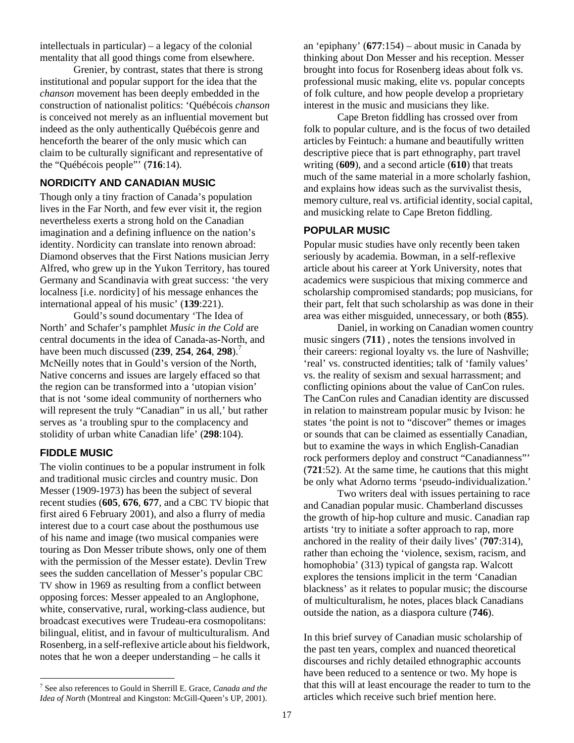intellectuals in particular) – a legacy of the colonial mentality that all good things come from elsewhere.

Grenier, by contrast, states that there is strong institutional and popular support for the idea that the *chanson* movement has been deeply embedded in the construction of nationalist politics: 'Québécois *chanson* is conceived not merely as an influential movement but indeed as the only authentically Québécois genre and henceforth the bearer of the only music which can claim to be culturally significant and representative of the "Québécois people"' (**716**:14).

## NORDICITY AND CANADIAN MUSIC

Though only a tiny fraction of Canada's population lives in the Far North, and few ever visit it, the region nevertheless exerts a strong hold on the Canadian imagination and a defining influence on the nation's identity. Nordicity can translate into renown abroad: Diamond observes that the First Nations musician Jerry Alfred, who grew up in the Yukon Territory, has toured Germany and Scandinavia with great success: 'the very localness [i.e. nordicity] of his message enhances the international appeal of his music' (**139**:221).

Gould's sound documentary 'The Idea of North' and Schafer's pamphlet *Music in the Cold* are central documents in the idea of Canada-as-North, and have been much discussed (**239**, **254**, **264**, **298**).[7] McNeilly notes that in Gould's version of the North, Native concerns and issues are largely effaced so that the region can be transformed into a 'utopian vision' that is not 'some ideal community of northerners who will represent the truly "Canadian" in us all,' but rather serves as 'a troubling spur to the complacency and stolidity of urban white Canadian life' (**298**:104).

## FIDDLE MUSIC

The violin continues to be a popular instrument in folk and traditional music circles and country music. Don Messer (1909-1973) has been the subject of several recent studies (**605**, **676**, **677**, and a CBC TV biopic that first aired 6 February 2001), and also a flurry of media interest due to a court case about the posthumous use of his name and image (two musical companies were touring as Don Messer tribute shows, only one of them with the permission of the Messer estate). Devlin Trew sees the sudden cancellation of Messer's popular CBC TV show in 1969 as resulting from a conflict between opposing forces: Messer appealed to an Anglophone, white, conservative, rural, working-class audience, but broadcast executives were Trudeau-era cosmopolitans: bilingual, elitist, and in favour of multiculturalism. And Rosenberg, in a self-reflexive article about his fieldwork, notes that he won a deeper understanding – he calls it an 'epiphany' (**677**:154) – about music in Canada by thinking about Don Messer and his reception. Messer brought into focus for Rosenberg ideas about folk vs. professional music making, elite vs. popular concepts of folk culture, and how people develop a proprietary interest in the music and musicians they like.

Cape Breton fiddling has crossed over from folk to popular culture, and is the focus of two detailed articles by Feintuch: a humane and beautifully written descriptive piece that is part ethnography, part travel writing (**609**), and a second article (**610**) that treats much of the same material in a more scholarly fashion, and explains how ideas such as the survivalist thesis, memory culture, real vs. artificial identity, social capital, and musicking relate to Cape Breton fiddling.

## POPULAR MUSIC

Popular music studies have only recently been taken seriously by academia. Bowman, in a self-reflexive article about his career at York University, notes that academics were suspicious that mixing commerce and scholarship compromised standards; pop musicians, for their part, felt that such scholarship as was done in their area was either misguided, unnecessary, or both (**855**).

Daniel, in working on Canadian women country music singers (**711**) , notes the tensions involved in their careers: regional loyalty vs. the lure of Nashville; 'real' vs. constructed identities; talk of 'family values' vs. the reality of sexism and sexual harrassment; and conflicting opinions about the value of CanCon rules. The CanCon rules and Canadian identity are discussed in relation to mainstream popular music by Ivison: he states 'the point is not to "discover" themes or images or sounds that can be claimed as essentially Canadian, but to examine the ways in which English-Canadian rock performers deploy and construct "Canadianness"' (**721**:52). At the same time, he cautions that this might be only what Adorno terms 'pseudo-individualization.'

Two writers deal with issues pertaining to race and Canadian popular music. Chamberland discusses the growth of hip-hop culture and music. Canadian rap artists 'try to initiate a softer approach to rap, more anchored in the reality of their daily lives' (**707**:314), rather than echoing the 'violence, sexism, racism, and homophobia' (313) typical of gangsta rap. Walcott explores the tensions implicit in the term 'Canadian blackness' as it relates to popular music; the discourse of multiculturalism, he notes, places black Canadians outside the nation, as a diaspora culture (**746**).

In this brief survey of Canadian music scholarship of the past ten years, complex and nuanced theoretical discourses and richly detailed ethnographic accounts have been reduced to a sentence or two. My hope is that this will at least encourage the reader to turn to the articles which receive such brief mention here.

---

[7] See also references to Gould in Sherrill E. Grace, *Canada and the Idea of North* (Montreal and Kingston: McGill-Queen's UP, 2001).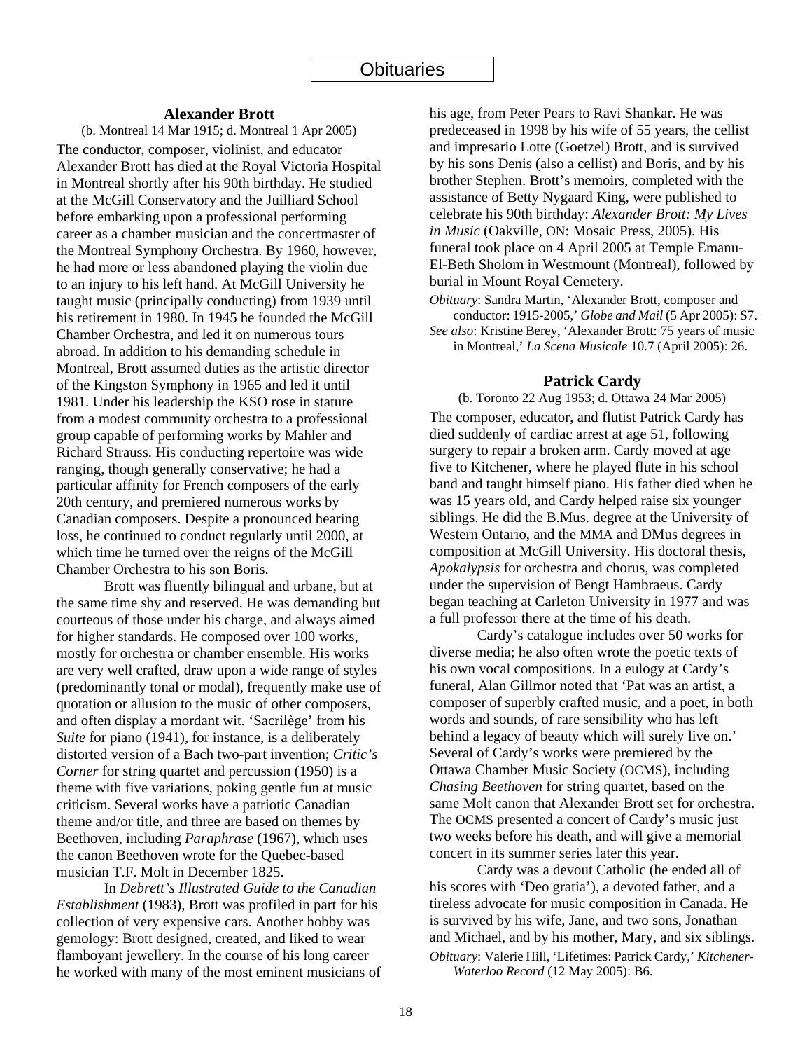# Obituaries

## Alexander Brott

(b. Montreal 14 Mar 1915; d. Montreal 1 Apr 2005)

The conductor, composer, violinist, and educator Alexander Brott has died at the Royal Victoria Hospital in Montreal shortly after his 90th birthday. He studied at the McGill Conservatory and the Juilliard School before embarking upon a professional performing career as a chamber musician and the concertmaster of the Montreal Symphony Orchestra. By 1960, however, he had more or less abandoned playing the violin due to an injury to his left hand. At McGill University he taught music (principally conducting) from 1939 until his retirement in 1980. In 1945 he founded the McGill Chamber Orchestra, and led it on numerous tours abroad. In addition to his demanding schedule in Montreal, Brott assumed duties as the artistic director of the Kingston Symphony in 1965 and led it until 1981. Under his leadership the KSO rose in stature from a modest community orchestra to a professional group capable of performing works by Mahler and Richard Strauss. His conducting repertoire was wide ranging, though generally conservative; he had a particular affinity for French composers of the early 20th century, and premiered numerous works by Canadian composers. Despite a pronounced hearing loss, he continued to conduct regularly until 2000, at which time he turned over the reigns of the McGill Chamber Orchestra to his son Boris.

Brott was fluently bilingual and urbane, but at the same time shy and reserved. He was demanding but courteous of those under his charge, and always aimed for higher standards. He composed over 100 works, mostly for orchestra or chamber ensemble. His works are very well crafted, draw upon a wide range of styles (predominantly tonal or modal), frequently make use of quotation or allusion to the music of other composers, and often display a mordant wit. 'Sacrilège' from his *Suite* for piano (1941), for instance, is a deliberately distorted version of a Bach two-part invention; *Critic's Corner* for string quartet and percussion (1950) is a theme with five variations, poking gentle fun at music criticism. Several works have a patriotic Canadian theme and/or title, and three are based on themes by Beethoven, including *Paraphrase* (1967), which uses the canon Beethoven wrote for the Quebec-based musician T.F. Molt in December 1825.

In *Debrett's Illustrated Guide to the Canadian Establishment* (1983), Brott was profiled in part for his collection of very expensive cars. Another hobby was gemology: Brott designed, created, and liked to wear flamboyant jewellery. In the course of his long career he worked with many of the most eminent musicians of his age, from Peter Pears to Ravi Shankar. He was predeceased in 1998 by his wife of 55 years, the cellist and impresario Lotte (Goetzel) Brott, and is survived by his sons Denis (also a cellist) and Boris, and by his brother Stephen. Brott's memoirs, completed with the assistance of Betty Nygaard King, were published to celebrate his 90th birthday: *Alexander Brott: My Lives in Music* (Oakville, ON: Mosaic Press, 2005). His funeral took place on 4 April 2005 at Temple Emanu-El-Beth Sholom in Westmount (Montreal), followed by burial in Mount Royal Cemetery.

*Obituary*: Sandra Martin, 'Alexander Brott, composer and conductor: 1915-2005,' *Globe and Mail* (5 Apr 2005): S7.
*See also*: Kristine Berey, 'Alexander Brott: 75 years of music in Montreal,' *La Scena Musicale* 10.7 (April 2005): 26.

## Patrick Cardy

(b. Toronto 22 Aug 1953; d. Ottawa 24 Mar 2005)

The composer, educator, and flutist Patrick Cardy has died suddenly of cardiac arrest at age 51, following surgery to repair a broken arm. Cardy moved at age five to Kitchener, where he played flute in his school band and taught himself piano. His father died when he was 15 years old, and Cardy helped raise six younger siblings. He did the B.Mus. degree at the University of Western Ontario, and the MMA and DMus degrees in composition at McGill University. His doctoral thesis, *Apokalypsis* for orchestra and chorus, was completed under the supervision of Bengt Hambraeus. Cardy began teaching at Carleton University in 1977 and was a full professor there at the time of his death.

Cardy's catalogue includes over 50 works for diverse media; he also often wrote the poetic texts of his own vocal compositions. In a eulogy at Cardy's funeral, Alan Gillmor noted that 'Pat was an artist, a composer of superbly crafted music, and a poet, in both words and sounds, of rare sensibility who has left behind a legacy of beauty which will surely live on.' Several of Cardy's works were premiered by the Ottawa Chamber Music Society (OCMS), including *Chasing Beethoven* for string quartet, based on the same Molt canon that Alexander Brott set for orchestra. The OCMS presented a concert of Cardy's music just two weeks before his death, and will give a memorial concert in its summer series later this year.

Cardy was a devout Catholic (he ended all of his scores with 'Deo gratia'), a devoted father, and a tireless advocate for music composition in Canada. He is survived by his wife, Jane, and two sons, Jonathan and Michael, and by his mother, Mary, and six siblings.

*Obituary*: Valerie Hill, 'Lifetimes: Patrick Cardy,' *Kitchener-Waterloo Record* (12 May 2005): B6.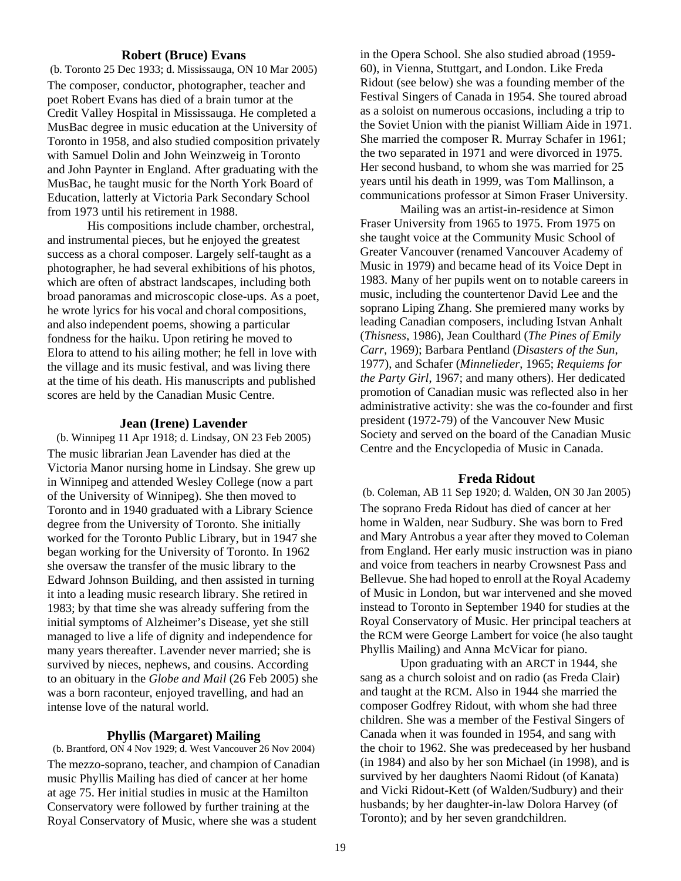### Robert (Bruce) Evans

(b. Toronto 25 Dec 1933; d. Mississauga, ON 10 Mar 2005)

The composer, conductor, photographer, teacher and poet Robert Evans has died of a brain tumor at the Credit Valley Hospital in Mississauga. He completed a MusBac degree in music education at the University of Toronto in 1958, and also studied composition privately with Samuel Dolin and John Weinzweig in Toronto and John Paynter in England. After graduating with the MusBac, he taught music for the North York Board of Education, latterly at Victoria Park Secondary School from 1973 until his retirement in 1988.

His compositions include chamber, orchestral, and instrumental pieces, but he enjoyed the greatest success as a choral composer. Largely self-taught as a photographer, he had several exhibitions of his photos, which are often of abstract landscapes, including both broad panoramas and microscopic close-ups. As a poet, he wrote lyrics for his vocal and choral compositions, and also independent poems, showing a particular fondness for the haiku. Upon retiring he moved to Elora to attend to his ailing mother; he fell in love with the village and its music festival, and was living there at the time of his death. His manuscripts and published scores are held by the Canadian Music Centre.

### Jean (Irene) Lavender

(b. Winnipeg 11 Apr 1918; d. Lindsay, ON 23 Feb 2005)

The music librarian Jean Lavender has died at the Victoria Manor nursing home in Lindsay. She grew up in Winnipeg and attended Wesley College (now a part of the University of Winnipeg). She then moved to Toronto and in 1940 graduated with a Library Science degree from the University of Toronto. She initially worked for the Toronto Public Library, but in 1947 she began working for the University of Toronto. In 1962 she oversaw the transfer of the music library to the Edward Johnson Building, and then assisted in turning it into a leading music research library. She retired in 1983; by that time she was already suffering from the initial symptoms of Alzheimer's Disease, yet she still managed to live a life of dignity and independence for many years thereafter. Lavender never married; she is survived by nieces, nephews, and cousins. According to an obituary in the *Globe and Mail* (26 Feb 2005) she was a born raconteur, enjoyed travelling, and had an intense love of the natural world.

### Phyllis (Margaret) Mailing

(b. Brantford, ON 4 Nov 1929; d. West Vancouver 26 Nov 2004)

The mezzo-soprano, teacher, and champion of Canadian music Phyllis Mailing has died of cancer at her home at age 75. Her initial studies in music at the Hamilton Conservatory were followed by further training at the Royal Conservatory of Music, where she was a student in the Opera School. She also studied abroad (1959-60), in Vienna, Stuttgart, and London. Like Freda Ridout (see below) she was a founding member of the Festival Singers of Canada in 1954. She toured abroad as a soloist on numerous occasions, including a trip to the Soviet Union with the pianist William Aide in 1971. She married the composer R. Murray Schafer in 1961; the two separated in 1971 and were divorced in 1975. Her second husband, to whom she was married for 25 years until his death in 1999, was Tom Mallinson, a communications professor at Simon Fraser University.

Mailing was an artist-in-residence at Simon Fraser University from 1965 to 1975. From 1975 on she taught voice at the Community Music School of Greater Vancouver (renamed Vancouver Academy of Music in 1979) and became head of its Voice Dept in 1983. Many of her pupils went on to notable careers in music, including the countertenor David Lee and the soprano Liping Zhang. She premiered many works by leading Canadian composers, including Istvan Anhalt (*Thisness*, 1986), Jean Coulthard (*The Pines of Emily Carr*, 1969); Barbara Pentland (*Disasters of the Sun*, 1977), and Schafer (*Minnelieder*, 1965; *Requiems for the Party Girl*, 1967; and many others). Her dedicated promotion of Canadian music was reflected also in her administrative activity: she was the co-founder and first president (1972-79) of the Vancouver New Music Society and served on the board of the Canadian Music Centre and the Encyclopedia of Music in Canada.

### Freda Ridout

(b. Coleman, AB 11 Sep 1920; d. Walden, ON 30 Jan 2005)

The soprano Freda Ridout has died of cancer at her home in Walden, near Sudbury. She was born to Fred and Mary Antrobus a year after they moved to Coleman from England. Her early music instruction was in piano and voice from teachers in nearby Crowsnest Pass and Bellevue. She had hoped to enroll at the Royal Academy of Music in London, but war intervened and she moved instead to Toronto in September 1940 for studies at the Royal Conservatory of Music. Her principal teachers at the RCM were George Lambert for voice (he also taught Phyllis Mailing) and Anna McVicar for piano.

Upon graduating with an ARCT in 1944, she sang as a church soloist and on radio (as Freda Clair) and taught at the RCM. Also in 1944 she married the composer Godfrey Ridout, with whom she had three children. She was a member of the Festival Singers of Canada when it was founded in 1954, and sang with the choir to 1962. She was predeceased by her husband (in 1984) and also by her son Michael (in 1998), and is survived by her daughters Naomi Ridout (of Kanata) and Vicki Ridout-Kett (of Walden/Sudbury) and their husbands; by her daughter-in-law Dolora Harvey (of Toronto); and by her seven grandchildren.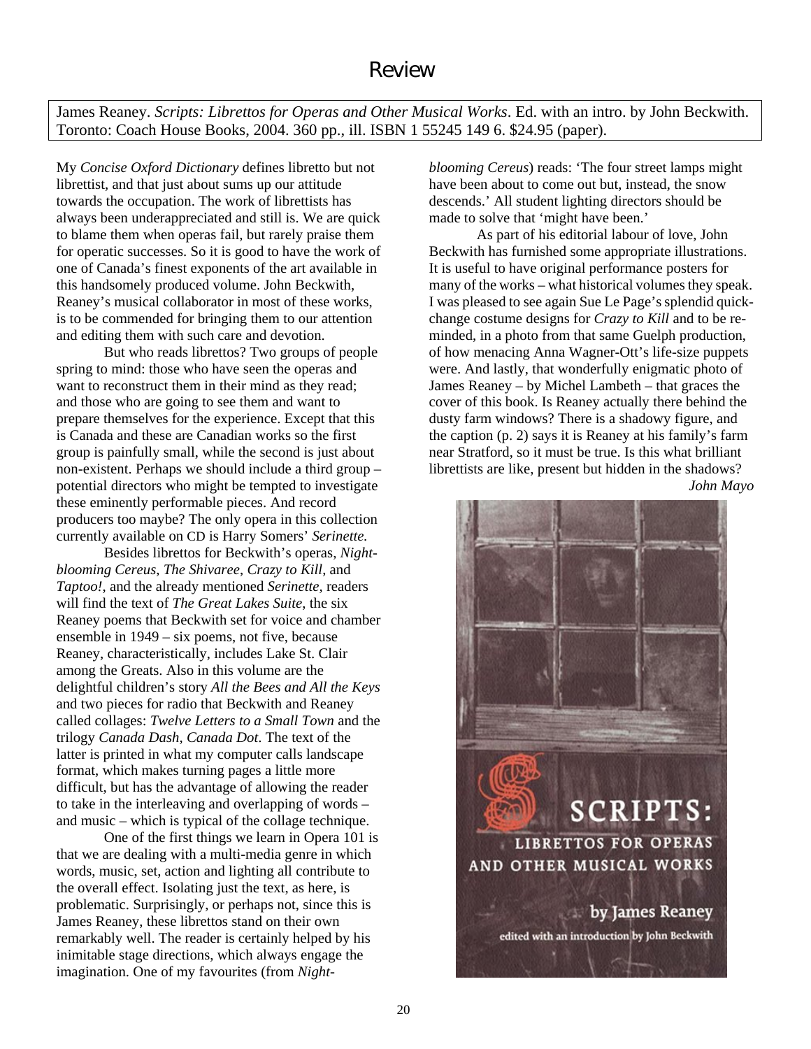# Review

James Reaney. *Scripts: Librettos for Operas and Other Musical Works*. Ed. with an intro. by John Beckwith. Toronto: Coach House Books, 2004. 360 pp., ill. ISBN 1 55245 149 6. $24.95 (paper).

My *Concise Oxford Dictionary* defines libretto but not librettist, and that just about sums up our attitude towards the occupation. The work of librettists has always been underappreciated and still is. We are quick to blame them when operas fail, but rarely praise them for operatic successes. So it is good to have the work of one of Canada's finest exponents of the art available in this handsomely produced volume. John Beckwith, Reaney's musical collaborator in most of these works, is to be commended for bringing them to our attention and editing them with such care and devotion.

But who reads librettos? Two groups of people spring to mind: those who have seen the operas and want to reconstruct them in their mind as they read; and those who are going to see them and want to prepare themselves for the experience. Except that this is Canada and these are Canadian works so the first group is painfully small, while the second is just about non-existent. Perhaps we should include a third group – potential directors who might be tempted to investigate these eminently performable pieces. And record producers too maybe? The only opera in this collection currently available on CD is Harry Somers' *Serinette.*

Besides librettos for Beckwith's operas, *Night-blooming Cereus*, *The Shivaree*, *Crazy to Kill*, and *Taptoo!*, and the already mentioned *Serinette*, readers will find the text of *The Great Lakes Suite*, the six Reaney poems that Beckwith set for voice and chamber ensemble in 1949 – six poems, not five, because Reaney, characteristically, includes Lake St. Clair among the Greats. Also in this volume are the delightful children's story *All the Bees and All the Keys* and two pieces for radio that Beckwith and Reaney called collages: *Twelve Letters to a Small Town* and the trilogy *Canada Dash, Canada Dot*. The text of the latter is printed in what my computer calls landscape format, which makes turning pages a little more difficult, but has the advantage of allowing the reader to take in the interleaving and overlapping of words – and music – which is typical of the collage technique.

One of the first things we learn in Opera 101 is that we are dealing with a multi-media genre in which words, music, set, action and lighting all contribute to the overall effect. Isolating just the text, as here, is problematic. Surprisingly, or perhaps not, since this is James Reaney, these librettos stand on their own remarkably well. The reader is certainly helped by his inimitable stage directions, which always engage the imagination. One of my favourites (from *Night-blooming Cereus*) reads: 'The four street lamps might have been about to come out but, instead, the snow descends.' All student lighting directors should be made to solve that 'might have been.'

As part of his editorial labour of love, John Beckwith has furnished some appropriate illustrations. It is useful to have original performance posters for many of the works – what historical volumes they speak. I was pleased to see again Sue Le Page's splendid quick-change costume designs for *Crazy to Kill* and to be re-minded, in a photo from that same Guelph production, of how menacing Anna Wagner-Ott's life-size puppets were. And lastly, that wonderfully enigmatic photo of James Reaney – by Michel Lambeth – that graces the cover of this book. Is Reaney actually there behind the dusty farm windows? There is a shadowy figure, and the caption (p. 2) says it is Reaney at his family's farm near Stratford, so it must be true. Is this what brilliant librettists are like, present but hidden in the shadows?

*John Mayo*

SCRIPTS: LIBRETTOS FOR OPERAS AND OTHER MUSICAL WORKS

by James Reaney

edited with an introduction by John Beckwith